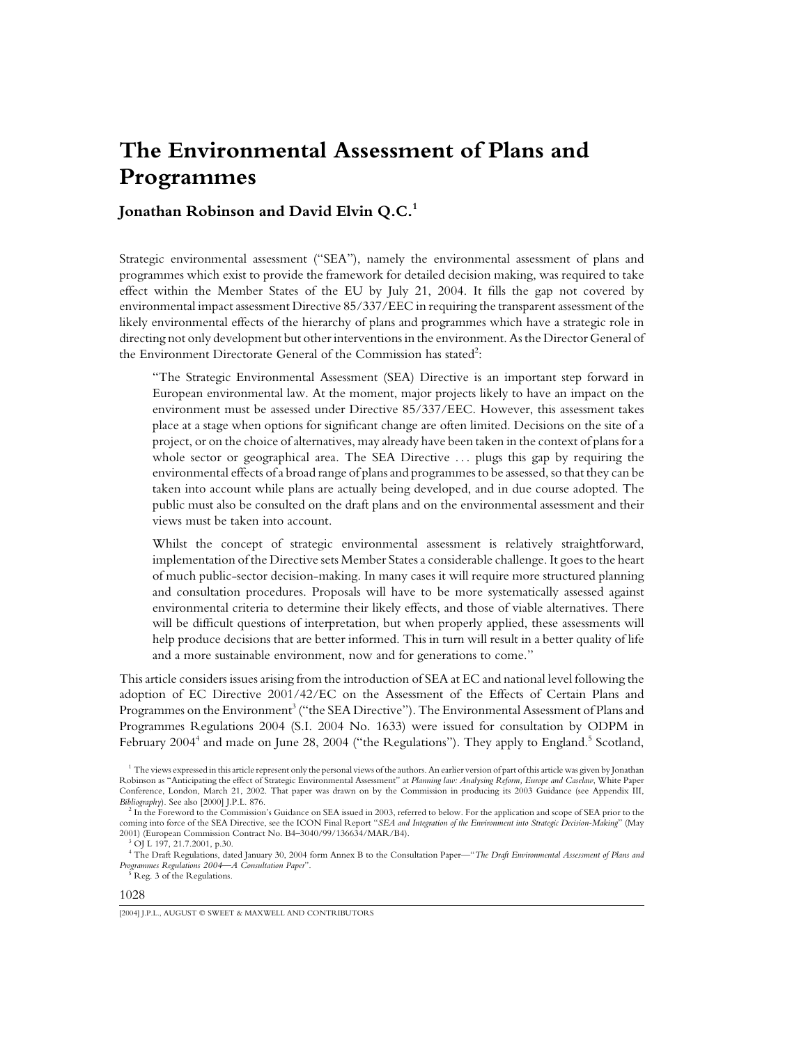# The Environmental Assessment of Plans and Programmes

## Jonathan Robinson and David Elvin Q.C.[1]

Strategic environmental assessment ("SEA"), namely the environmental assessment of plans and programmes which exist to provide the framework for detailed decision making, was required to take effect within the Member States of the EU by July 21, 2004. It fills the gap not covered by environmental impact assessment Directive 85/337/EEC in requiring the transparent assessment of the likely environmental effects of the hierarchy of plans and programmes which have a strategic role in directing not only development but other interventions in the environment. As the Director General of the Environment Directorate General of the Commission has stated[2]:

> "The Strategic Environmental Assessment (SEA) Directive is an important step forward in European environmental law. At the moment, major projects likely to have an impact on the environment must be assessed under Directive 85/337/EEC. However, this assessment takes place at a stage when options for significant change are often limited. Decisions on the site of a project, or on the choice of alternatives, may already have been taken in the context of plans for a whole sector or geographical area. The SEA Directive . . . plugs this gap by requiring the environmental effects of a broad range of plans and programmes to be assessed, so that they can be taken into account while plans are actually being developed, and in due course adopted. The public must also be consulted on the draft plans and on the environmental assessment and their views must be taken into account.
>
> Whilst the concept of strategic environmental assessment is relatively straightforward, implementation of the Directive sets Member States a considerable challenge. It goes to the heart of much public-sector decision-making. In many cases it will require more structured planning and consultation procedures. Proposals will have to be more systematically assessed against environmental criteria to determine their likely effects, and those of viable alternatives. There will be difficult questions of interpretation, but when properly applied, these assessments will help produce decisions that are better informed. This in turn will result in a better quality of life and a more sustainable environment, now and for generations to come."

This article considers issues arising from the introduction of SEA at EC and national level following the adoption of EC Directive 2001/42/EC on the Assessment of the Effects of Certain Plans and Programmes on the Environment[3] ("the SEA Directive"). The Environmental Assessment of Plans and Programmes Regulations 2004 (S.I. 2004 No. 1633) were issued for consultation by ODPM in February 2004[4] and made on June 28, 2004 ("the Regulations"). They apply to England.[5] Scotland,

---

[1] The views expressed in this article represent only the personal views of the authors. An earlier version of part of this article was given by Jonathan Robinson as "Anticipating the effect of Strategic Environmental Assessment" at *Planning law: Analysing Reform, Europe and Caselaw*, White Paper Conference, London, March 21, 2002. That paper was drawn on by the Commission in producing its 2003 Guidance (see Appendix III, *Bibliography*). See also [2000] J.P.L. 876.

[2] In the Foreword to the Commission's Guidance on SEA issued in 2003, referred to below. For the application and scope of SEA prior to the coming into force of the SEA Directive, see the ICON Final Report "*SEA and Integration of the Environment into Strategic Decision-Making*" (May 2001) (European Commission Contract No. B4–3040/99/136634/MAR/B4).

[3] OJ L 197, 21.7.2001, p.30.

[4] The Draft Regulations, dated January 30, 2004 form Annex B to the Consultation Paper—"*The Draft Environmental Assessment of Plans and Programmes Regulations 2004—A Consultation Paper*".

[5] Reg. 3 of the Regulations.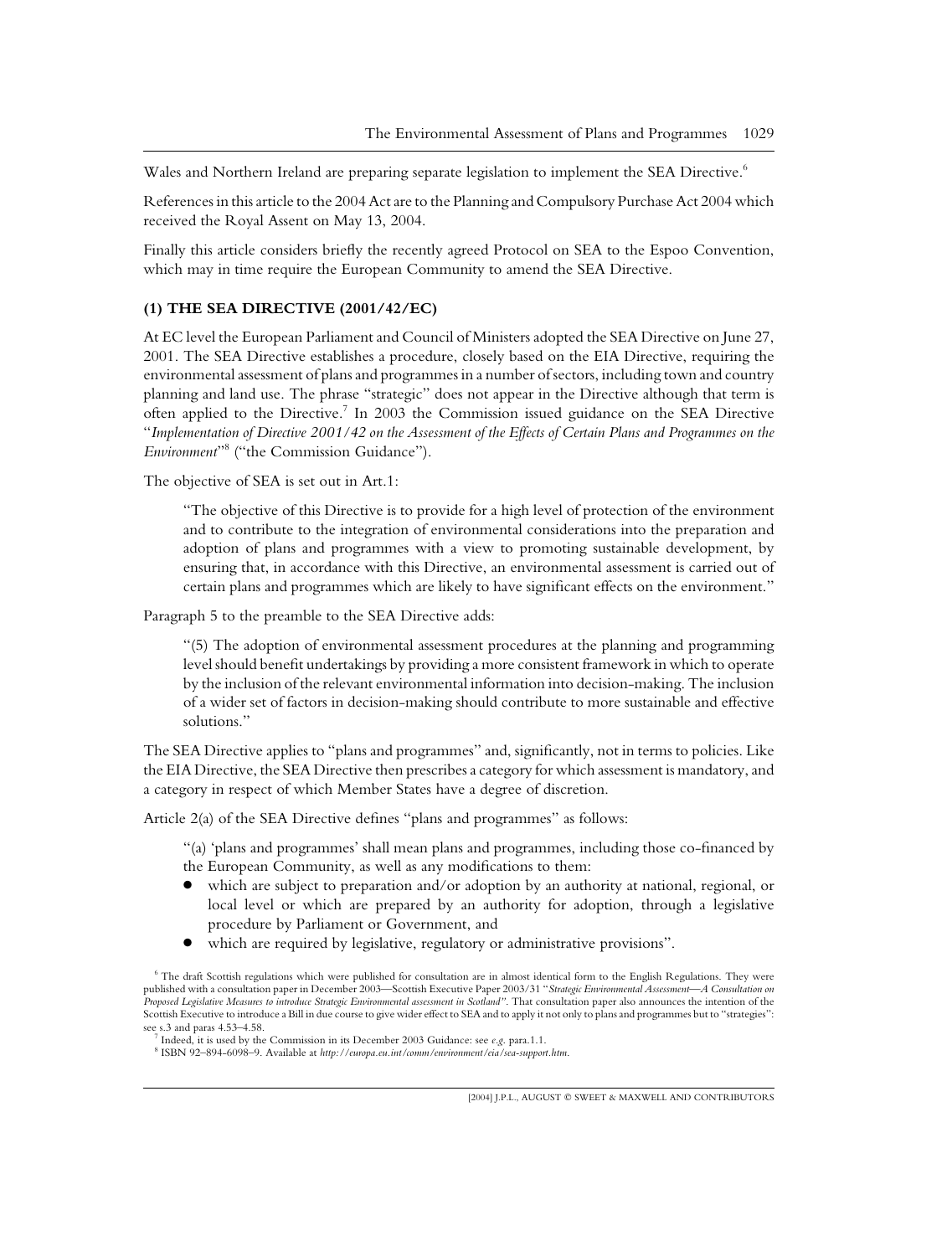Wales and Northern Ireland are preparing separate legislation to implement the SEA Directive.[6]

References in this article to the 2004 Act are to the Planning and Compulsory Purchase Act 2004 which received the Royal Assent on May 13, 2004.

Finally this article considers briefly the recently agreed Protocol on SEA to the Espoo Convention, which may in time require the European Community to amend the SEA Directive.

## (1) THE SEA DIRECTIVE (2001/42/EC)

At EC level the European Parliament and Council of Ministers adopted the SEA Directive on June 27, 2001. The SEA Directive establishes a procedure, closely based on the EIA Directive, requiring the environmental assessment of plans and programmes in a number of sectors, including town and country planning and land use. The phrase "strategic" does not appear in the Directive although that term is often applied to the Directive.[7] In 2003 the Commission issued guidance on the SEA Directive "*Implementation of Directive 2001/42 on the Assessment of the Effects of Certain Plans and Programmes on the Environment*"[8] ("the Commission Guidance").

The objective of SEA is set out in Art.1:

> "The objective of this Directive is to provide for a high level of protection of the environment and to contribute to the integration of environmental considerations into the preparation and adoption of plans and programmes with a view to promoting sustainable development, by ensuring that, in accordance with this Directive, an environmental assessment is carried out of certain plans and programmes which are likely to have significant effects on the environment."

Paragraph 5 to the preamble to the SEA Directive adds:

> "(5) The adoption of environmental assessment procedures at the planning and programming level should benefit undertakings by providing a more consistent framework in which to operate by the inclusion of the relevant environmental information into decision-making. The inclusion of a wider set of factors in decision-making should contribute to more sustainable and effective solutions."

The SEA Directive applies to "plans and programmes" and, significantly, not in terms to policies. Like the EIA Directive, the SEA Directive then prescribes a category for which assessment is mandatory, and a category in respect of which Member States have a degree of discretion.

Article 2(a) of the SEA Directive defines "plans and programmes" as follows:

> "(a) 'plans and programmes' shall mean plans and programmes, including those co-financed by the European Community, as well as any modifications to them:
>
> - which are subject to preparation and/or adoption by an authority at national, regional, or local level or which are prepared by an authority for adoption, through a legislative procedure by Parliament or Government, and
> - which are required by legislative, regulatory or administrative provisions".

[6] The draft Scottish regulations which were published for consultation are in almost identical form to the English Regulations. They were published with a consultation paper in December 2003—Scottish Executive Paper 2003/31 "*Strategic Environmental Assessment—A Consultation on Proposed Legislative Measures to introduce Strategic Environmental assessment in Scotland*". That consultation paper also announces the intention of the Scottish Executive to introduce a Bill in due course to give wider effect to SEA and to apply it not only to plans and programmes but to "strategies": see s.3 and paras 4.53–4.58.

[7] Indeed, it is used by the Commission in its December 2003 Guidance: see *e.g.* para.1.1.

[8] ISBN 92–894–6098–9. Available at *http://europa.eu.int/comm/environment/eia/sea-support.htm*.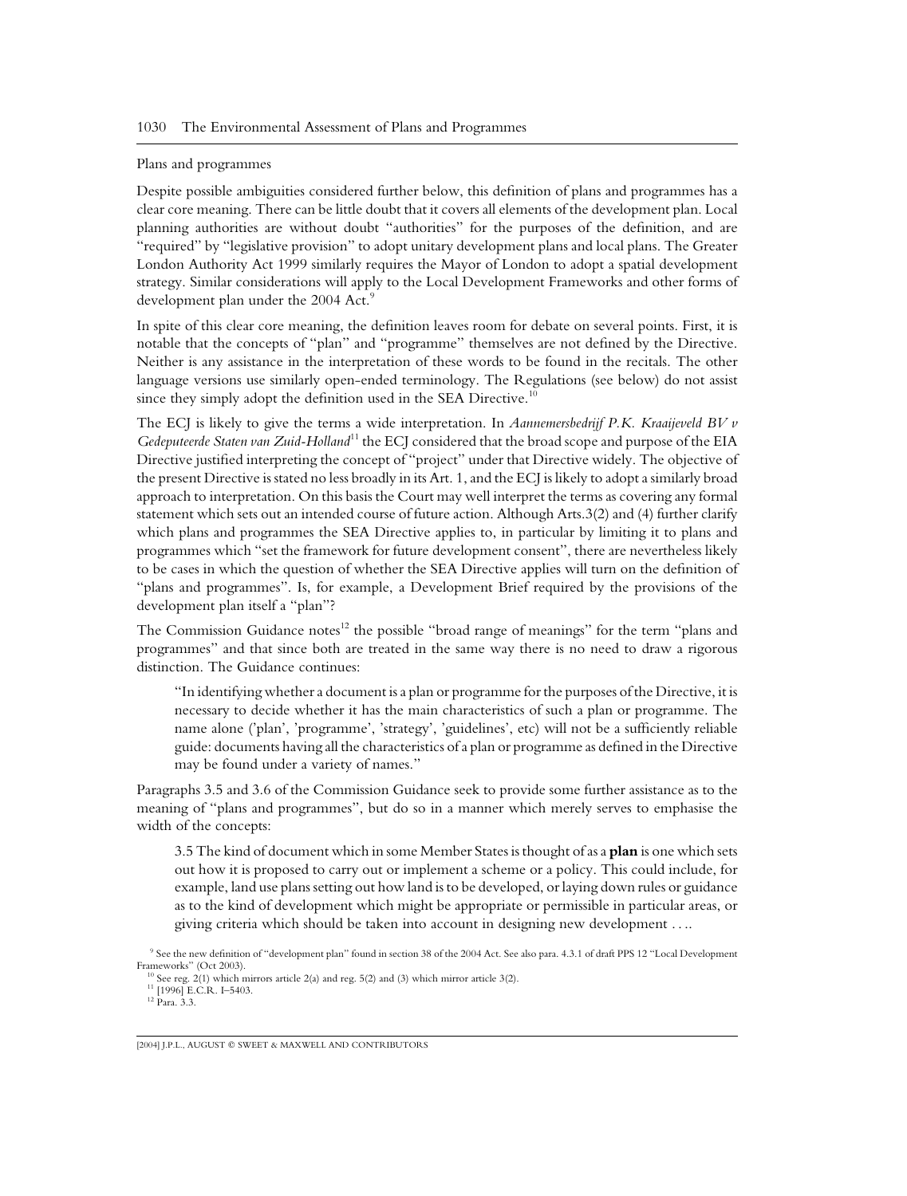Plans and programmes

Despite possible ambiguities considered further below, this definition of plans and programmes has a clear core meaning. There can be little doubt that it covers all elements of the development plan. Local planning authorities are without doubt "authorities" for the purposes of the definition, and are "required" by "legislative provision" to adopt unitary development plans and local plans. The Greater London Authority Act 1999 similarly requires the Mayor of London to adopt a spatial development strategy. Similar considerations will apply to the Local Development Frameworks and other forms of development plan under the 2004 Act.[9]

In spite of this clear core meaning, the definition leaves room for debate on several points. First, it is notable that the concepts of "plan" and "programme" themselves are not defined by the Directive. Neither is any assistance in the interpretation of these words to be found in the recitals. The other language versions use similarly open-ended terminology. The Regulations (see below) do not assist since they simply adopt the definition used in the SEA Directive.[10]

The ECJ is likely to give the terms a wide interpretation. In *Aannemersbedrijf P.K. Kraaijeveld BV v Gedeputeerde Staten van Zuid-Holland*[11] the ECJ considered that the broad scope and purpose of the EIA Directive justified interpreting the concept of "project" under that Directive widely. The objective of the present Directive is stated no less broadly in its Art. 1, and the ECJ is likely to adopt a similarly broad approach to interpretation. On this basis the Court may well interpret the terms as covering any formal statement which sets out an intended course of future action. Although Arts.3(2) and (4) further clarify which plans and programmes the SEA Directive applies to, in particular by limiting it to plans and programmes which "set the framework for future development consent", there are nevertheless likely to be cases in which the question of whether the SEA Directive applies will turn on the definition of "plans and programmes". Is, for example, a Development Brief required by the provisions of the development plan itself a "plan"?

The Commission Guidance notes[12] the possible "broad range of meanings" for the term "plans and programmes" and that since both are treated in the same way there is no need to draw a rigorous distinction. The Guidance continues:

> "In identifying whether a document is a plan or programme for the purposes of the Directive, it is necessary to decide whether it has the main characteristics of such a plan or programme. The name alone ('plan', 'programme', 'strategy', 'guidelines', etc) will not be a sufficiently reliable guide: documents having all the characteristics of a plan or programme as defined in the Directive may be found under a variety of names."

Paragraphs 3.5 and 3.6 of the Commission Guidance seek to provide some further assistance as to the meaning of "plans and programmes", but do so in a manner which merely serves to emphasise the width of the concepts:

> 3.5 The kind of document which in some Member States is thought of as a **plan** is one which sets out how it is proposed to carry out or implement a scheme or a policy. This could include, for example, land use plans setting out how land is to be developed, or laying down rules or guidance as to the kind of development which might be appropriate or permissible in particular areas, or giving criteria which should be taken into account in designing new development ....

[9] See the new definition of "development plan" found in section 38 of the 2004 Act. See also para. 4.3.1 of draft PPS 12 "Local Development Frameworks" (Oct 2003).

[10] See reg. 2(1) which mirrors article 2(a) and reg. 5(2) and (3) which mirror article 3(2).

[11] [1996] E.C.R. I-5403.

[12] Para. 3.3.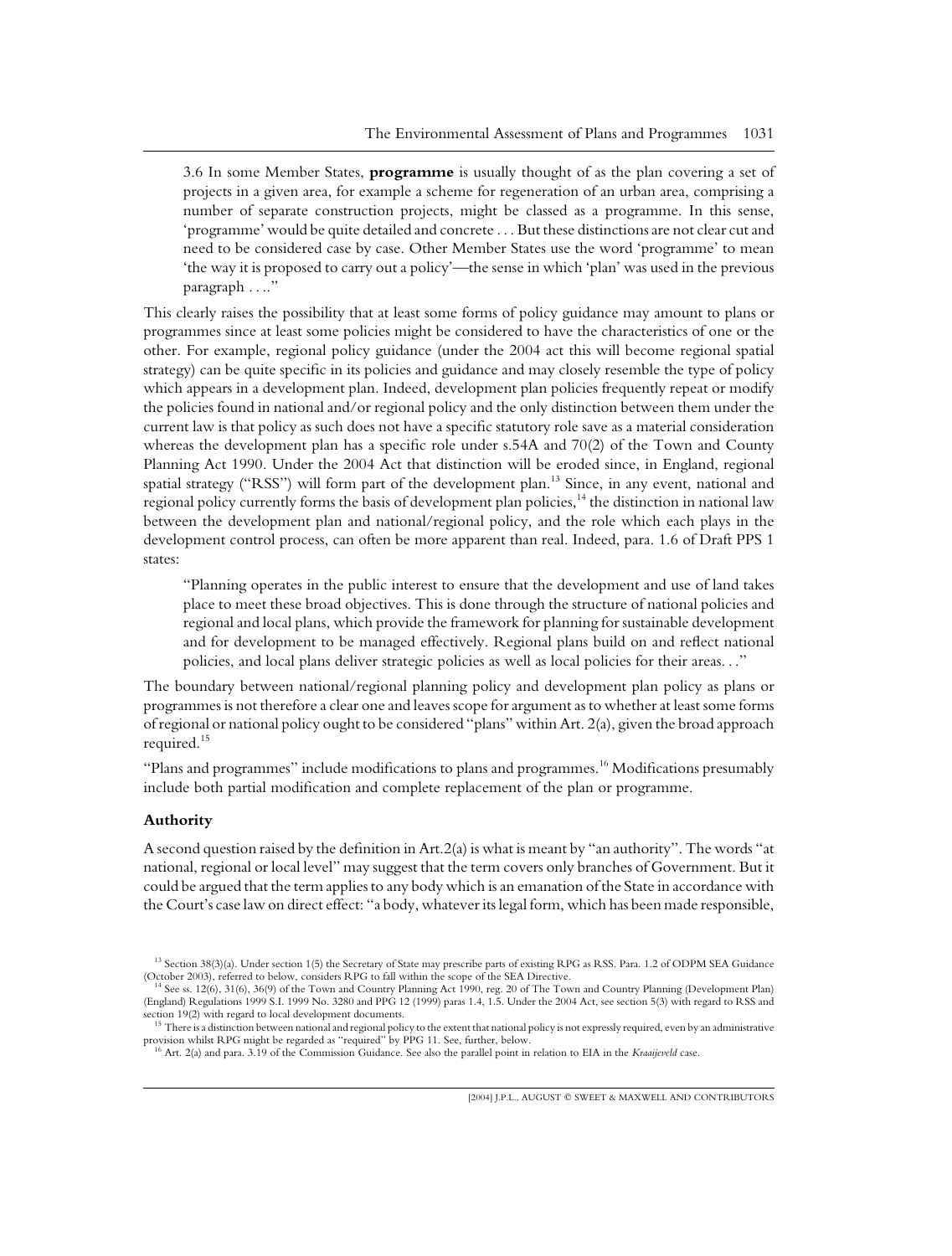3.6 In some Member States, **programme** is usually thought of as the plan covering a set of projects in a given area, for example a scheme for regeneration of an urban area, comprising a number of separate construction projects, might be classed as a programme. In this sense, 'programme' would be quite detailed and concrete . . . But these distinctions are not clear cut and need to be considered case by case. Other Member States use the word 'programme' to mean 'the way it is proposed to carry out a policy'—the sense in which 'plan' was used in the previous paragraph . . .."

This clearly raises the possibility that at least some forms of policy guidance may amount to plans or programmes since at least some policies might be considered to have the characteristics of one or the other. For example, regional policy guidance (under the 2004 act this will become regional spatial strategy) can be quite specific in its policies and guidance and may closely resemble the type of policy which appears in a development plan. Indeed, development plan policies frequently repeat or modify the policies found in national and/or regional policy and the only distinction between them under the current law is that policy as such does not have a specific statutory role save as a material consideration whereas the development plan has a specific role under s.54A and 70(2) of the Town and County Planning Act 1990. Under the 2004 Act that distinction will be eroded since, in England, regional spatial strategy ("RSS") will form part of the development plan.[13] Since, in any event, national and regional policy currently forms the basis of development plan policies,[14] the distinction in national law between the development plan and national/regional policy, and the role which each plays in the development control process, can often be more apparent than real. Indeed, para. 1.6 of Draft PPS 1 states:

> "Planning operates in the public interest to ensure that the development and use of land takes place to meet these broad objectives. This is done through the structure of national policies and regional and local plans, which provide the framework for planning for sustainable development and for development to be managed effectively. Regional plans build on and reflect national policies, and local plans deliver strategic policies as well as local policies for their areas. . ."

The boundary between national/regional planning policy and development plan policy as plans or programmes is not therefore a clear one and leaves scope for argument as to whether at least some forms of regional or national policy ought to be considered "plans" within Art. 2(a), given the broad approach required.[15]

"Plans and programmes" include modifications to plans and programmes.[16] Modifications presumably include both partial modification and complete replacement of the plan or programme.

### Authority

A second question raised by the definition in Art.2(a) is what is meant by "an authority". The words "at national, regional or local level" may suggest that the term covers only branches of Government. But it could be argued that the term applies to any body which is an emanation of the State in accordance with the Court's case law on direct effect: "a body, whatever its legal form, which has been made responsible,

---

[13] Section 38(3)(a). Under section 1(5) the Secretary of State may prescribe parts of existing RPG as RSS. Para. 1.2 of ODPM SEA Guidance (October 2003), referred to below, considers RPG to fall within the scope of the SEA Directive.

[14] See ss. 12(6), 31(6), 36(9) of the Town and Country Planning Act 1990, reg. 20 of The Town and Country Planning (Development Plan) (England) Regulations 1999 S.I. 1999 No. 3280 and PPG 12 (1999) paras 1.4, 1.5. Under the 2004 Act, see section 5(3) with regard to RSS and section 19(2) with regard to local development documents.

[15] There is a distinction between national and regional policy to the extent that national policy is not expressly required, even by an administrative provision whilst RPG might be regarded as "required" by PPG 11. See, further, below.

[16] Art. 2(a) and para. 3.19 of the Commission Guidance. See also the parallel point in relation to EIA in the *Kraaijeveld* case.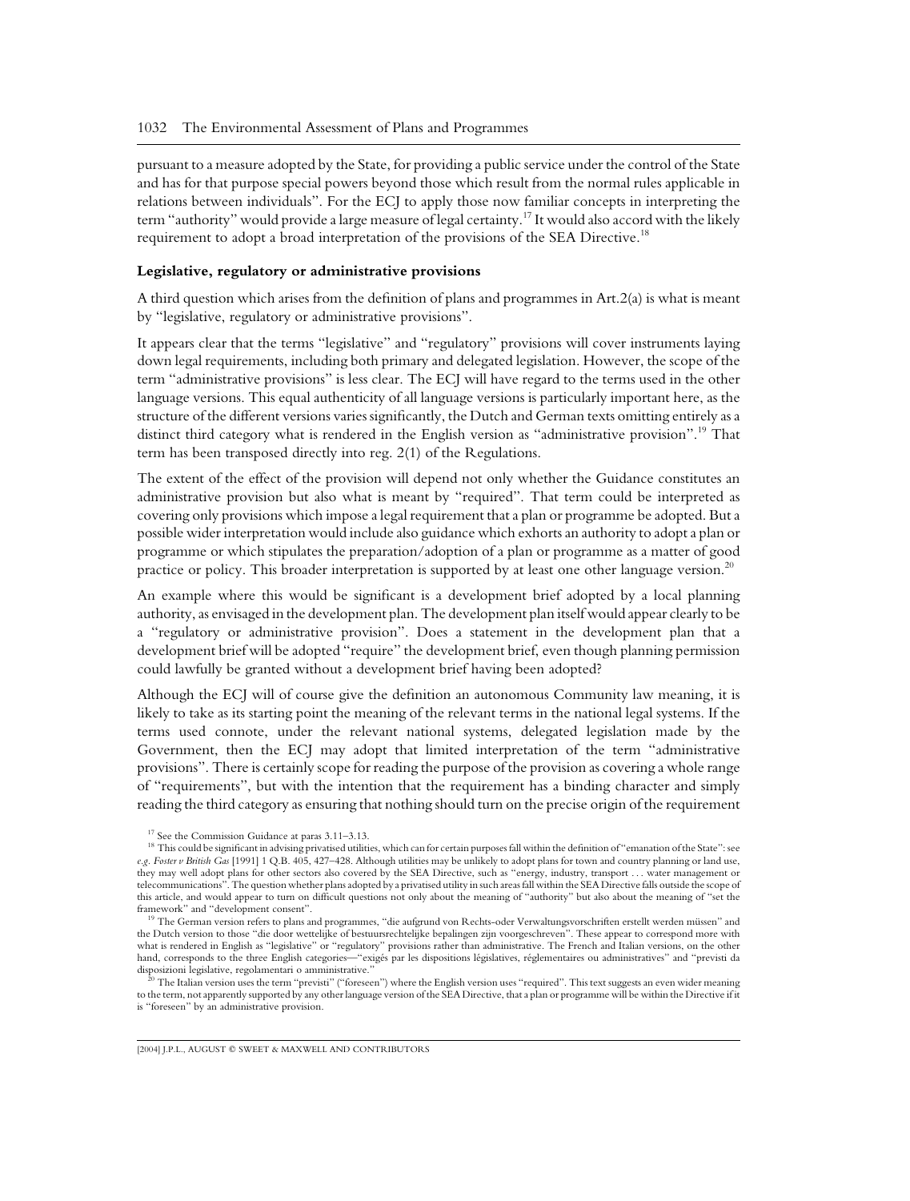pursuant to a measure adopted by the State, for providing a public service under the control of the State and has for that purpose special powers beyond those which result from the normal rules applicable in relations between individuals". For the ECJ to apply those now familiar concepts in interpreting the term "authority" would provide a large measure of legal certainty.[17] It would also accord with the likely requirement to adopt a broad interpretation of the provisions of the SEA Directive.[18]

**Legislative, regulatory or administrative provisions**

A third question which arises from the definition of plans and programmes in Art.2(a) is what is meant by "legislative, regulatory or administrative provisions".

It appears clear that the terms "legislative" and "regulatory" provisions will cover instruments laying down legal requirements, including both primary and delegated legislation. However, the scope of the term "administrative provisions" is less clear. The ECJ will have regard to the terms used in the other language versions. This equal authenticity of all language versions is particularly important here, as the structure of the different versions varies significantly, the Dutch and German texts omitting entirely as a distinct third category what is rendered in the English version as "administrative provision".[19] That term has been transposed directly into reg. 2(1) of the Regulations.

The extent of the effect of the provision will depend not only whether the Guidance constitutes an administrative provision but also what is meant by "required". That term could be interpreted as covering only provisions which impose a legal requirement that a plan or programme be adopted. But a possible wider interpretation would include also guidance which exhorts an authority to adopt a plan or programme or which stipulates the preparation/adoption of a plan or programme as a matter of good practice or policy. This broader interpretation is supported by at least one other language version.[20]

An example where this would be significant is a development brief adopted by a local planning authority, as envisaged in the development plan. The development plan itself would appear clearly to be a "regulatory or administrative provision". Does a statement in the development plan that a development brief will be adopted "require" the development brief, even though planning permission could lawfully be granted without a development brief having been adopted?

Although the ECJ will of course give the definition an autonomous Community law meaning, it is likely to take as its starting point the meaning of the relevant terms in the national legal systems. If the terms used connote, under the relevant national systems, delegated legislation made by the Government, then the ECJ may adopt that limited interpretation of the term "administrative provisions". There is certainly scope for reading the purpose of the provision as covering a whole range of "requirements", but with the intention that the requirement has a binding character and simply reading the third category as ensuring that nothing should turn on the precise origin of the requirement

[17] See the Commission Guidance at paras 3.11–3.13.

[18] This could be significant in advising privatised utilities, which can for certain purposes fall within the definition of "emanation of the State": see *e.g. Foster v British Gas* [1991] 1 Q.B. 405, 427–428. Although utilities may be unlikely to adopt plans for town and country planning or land use, they may well adopt plans for other sectors also covered by the SEA Directive, such as "energy, industry, transport ... water management or telecommunications". The question whether plans adopted by a privatised utility in such areas fall within the SEA Directive falls outside the scope of this article, and would appear to turn on difficult questions not only about the meaning of "authority" but also about the meaning of "set the framework" and "development consent".

[19] The German version refers to plans and programmes, "die aufgrund von Rechts-oder Verwaltungsvorschriften erstellt werden müssen" and the Dutch version to those "die door wettelijke of bestuursrechtelijke bepalingen zijn voorgeschreven". These appear to correspond more with what is rendered in English as "legislative" or "regulatory" provisions rather than administrative. The French and Italian versions, on the other hand, corresponds to the three English categories—"exigés par les dispositions législatives, réglementaires ou administratives" and "previsti da disposizioni legislative, regolamentari o amministrative."

[20] The Italian version uses the term "previsti" ("foreseen") where the English version uses "required". This text suggests an even wider meaning to the term, not apparently supported by any other language version of the SEA Directive, that a plan or programme will be within the Directive if it is "foreseen" by an administrative provision.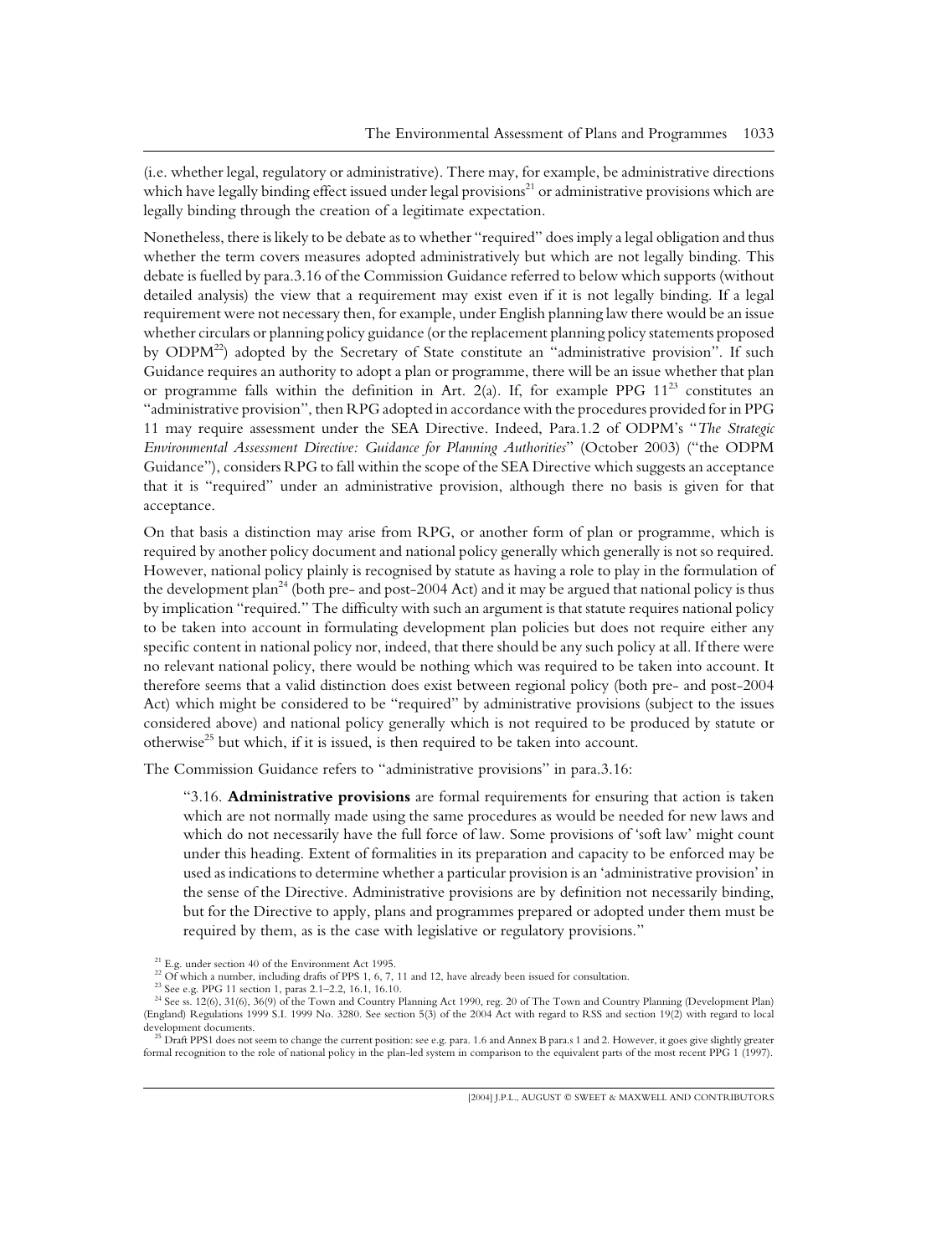(i.e. whether legal, regulatory or administrative). There may, for example, be administrative directions which have legally binding effect issued under legal provisions[21] or administrative provisions which are legally binding through the creation of a legitimate expectation.

Nonetheless, there is likely to be debate as to whether "required" does imply a legal obligation and thus whether the term covers measures adopted administratively but which are not legally binding. This debate is fuelled by para.3.16 of the Commission Guidance referred to below which supports (without detailed analysis) the view that a requirement may exist even if it is not legally binding. If a legal requirement were not necessary then, for example, under English planning law there would be an issue whether circulars or planning policy guidance (or the replacement planning policy statements proposed by ODPM[22]) adopted by the Secretary of State constitute an "administrative provision". If such Guidance requires an authority to adopt a plan or programme, there will be an issue whether that plan or programme falls within the definition in Art. 2(a). If, for example PPG 11[23] constitutes an "administrative provision", then RPG adopted in accordance with the procedures provided for in PPG 11 may require assessment under the SEA Directive. Indeed, Para.1.2 of ODPM's "*The Strategic Environmental Assessment Directive: Guidance for Planning Authorities*" (October 2003) ("the ODPM Guidance"), considers RPG to fall within the scope of the SEA Directive which suggests an acceptance that it is "required" under an administrative provision, although there no basis is given for that acceptance.

On that basis a distinction may arise from RPG, or another form of plan or programme, which is required by another policy document and national policy generally which generally is not so required. However, national policy plainly is recognised by statute as having a role to play in the formulation of the development plan[24] (both pre- and post-2004 Act) and it may be argued that national policy is thus by implication "required." The difficulty with such an argument is that statute requires national policy to be taken into account in formulating development plan policies but does not require either any specific content in national policy nor, indeed, that there should be any such policy at all. If there were no relevant national policy, there would be nothing which was required to be taken into account. It therefore seems that a valid distinction does exist between regional policy (both pre- and post-2004 Act) which might be considered to be "required" by administrative provisions (subject to the issues considered above) and national policy generally which is not required to be produced by statute or otherwise[25] but which, if it is issued, is then required to be taken into account.

The Commission Guidance refers to "administrative provisions" in para.3.16:

> "3.16. **Administrative provisions** are formal requirements for ensuring that action is taken which are not normally made using the same procedures as would be needed for new laws and which do not necessarily have the full force of law. Some provisions of 'soft law' might count under this heading. Extent of formalities in its preparation and capacity to be enforced may be used as indications to determine whether a particular provision is an 'administrative provision' in the sense of the Directive. Administrative provisions are by definition not necessarily binding, but for the Directive to apply, plans and programmes prepared or adopted under them must be required by them, as is the case with legislative or regulatory provisions."

[21] E.g. under section 40 of the Environment Act 1995.

[22] Of which a number, including drafts of PPS 1, 6, 7, 11 and 12, have already been issued for consultation.

[23] See e.g. PPG 11 section 1, paras 2.1–2.2, 16.1, 16.10.

[24] See ss. 12(6), 31(6), 36(9) of the Town and Country Planning Act 1990, reg. 20 of The Town and Country Planning (Development Plan) (England) Regulations 1999 S.I. 1999 No. 3280. See section 5(3) of the 2004 Act with regard to RSS and section 19(2) with regard to local development documents.

[25] Draft PPS1 does not seem to change the current position: see e.g. para. 1.6 and Annex B para.s 1 and 2. However, it goes give slightly greater formal recognition to the role of national policy in the plan-led system in comparison to the equivalent parts of the most recent PPG 1 (1997).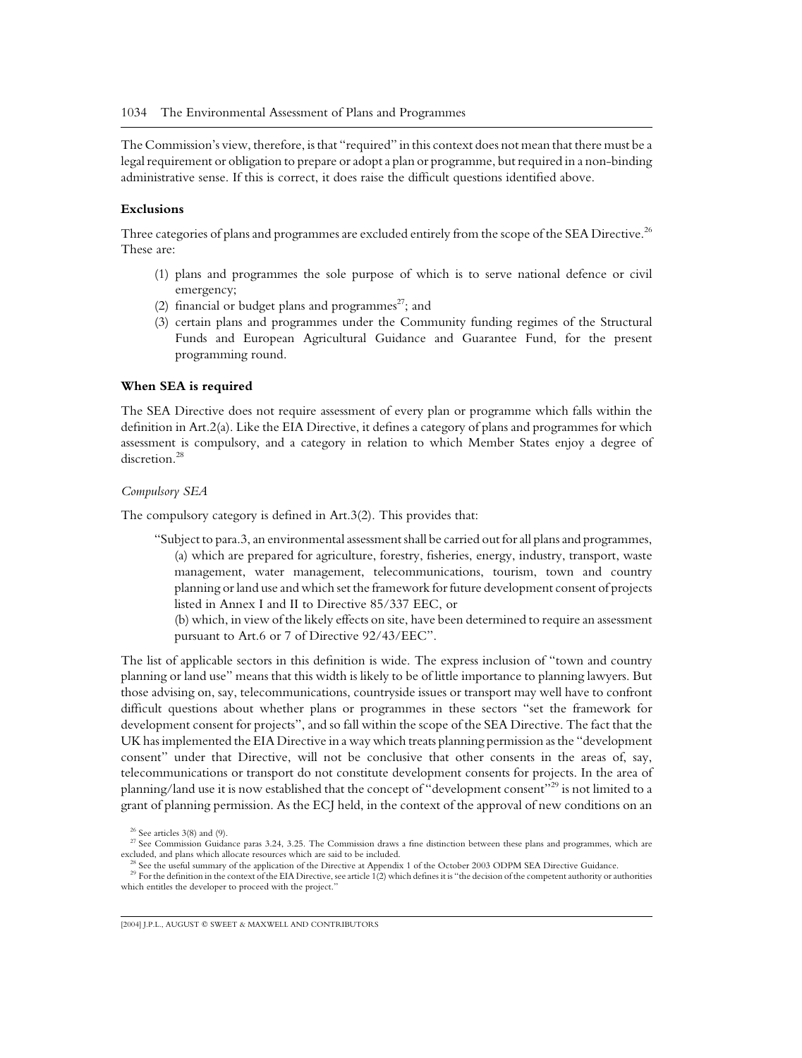The Commission's view, therefore, is that "required" in this context does not mean that there must be a legal requirement or obligation to prepare or adopt a plan or programme, but required in a non-binding administrative sense. If this is correct, it does raise the difficult questions identified above.

### Exclusions

Three categories of plans and programmes are excluded entirely from the scope of the SEA Directive.[26] These are:

(1) plans and programmes the sole purpose of which is to serve national defence or civil emergency;
(2) financial or budget plans and programmes[27]; and
(3) certain plans and programmes under the Community funding regimes of the Structural Funds and European Agricultural Guidance and Guarantee Fund, for the present programming round.

### When SEA is required

The SEA Directive does not require assessment of every plan or programme which falls within the definition in Art.2(a). Like the EIA Directive, it defines a category of plans and programmes for which assessment is compulsory, and a category in relation to which Member States enjoy a degree of discretion.[28]

#### *Compulsory SEA*

The compulsory category is defined in Art.3(2). This provides that:

> "Subject to para.3, an environmental assessment shall be carried out for all plans and programmes,
> (a) which are prepared for agriculture, forestry, fisheries, energy, industry, transport, waste management, water management, telecommunications, tourism, town and country planning or land use and which set the framework for future development consent of projects listed in Annex I and II to Directive 85/337 EEC, or
> (b) which, in view of the likely effects on site, have been determined to require an assessment pursuant to Art.6 or 7 of Directive 92/43/EEC".

The list of applicable sectors in this definition is wide. The express inclusion of "town and country planning or land use" means that this width is likely to be of little importance to planning lawyers. But those advising on, say, telecommunications, countryside issues or transport may well have to confront difficult questions about whether plans or programmes in these sectors "set the framework for development consent for projects", and so fall within the scope of the SEA Directive. The fact that the UK has implemented the EIA Directive in a way which treats planning permission as the "development consent" under that Directive, will not be conclusive that other consents in the areas of, say, telecommunications or transport do not constitute development consents for projects. In the area of planning/land use it is now established that the concept of "development consent"[29] is not limited to a grant of planning permission. As the ECJ held, in the context of the approval of new conditions on an

[26] See articles 3(8) and (9).

[27] See Commission Guidance paras 3.24, 3.25. The Commission draws a fine distinction between these plans and programmes, which are excluded, and plans which allocate resources which are said to be included.

[28] See the useful summary of the application of the Directive at Appendix 1 of the October 2003 ODPM SEA Directive Guidance.

[29] For the definition in the context of the EIA Directive, see article 1(2) which defines it is "the decision of the competent authority or authorities which entitles the developer to proceed with the project."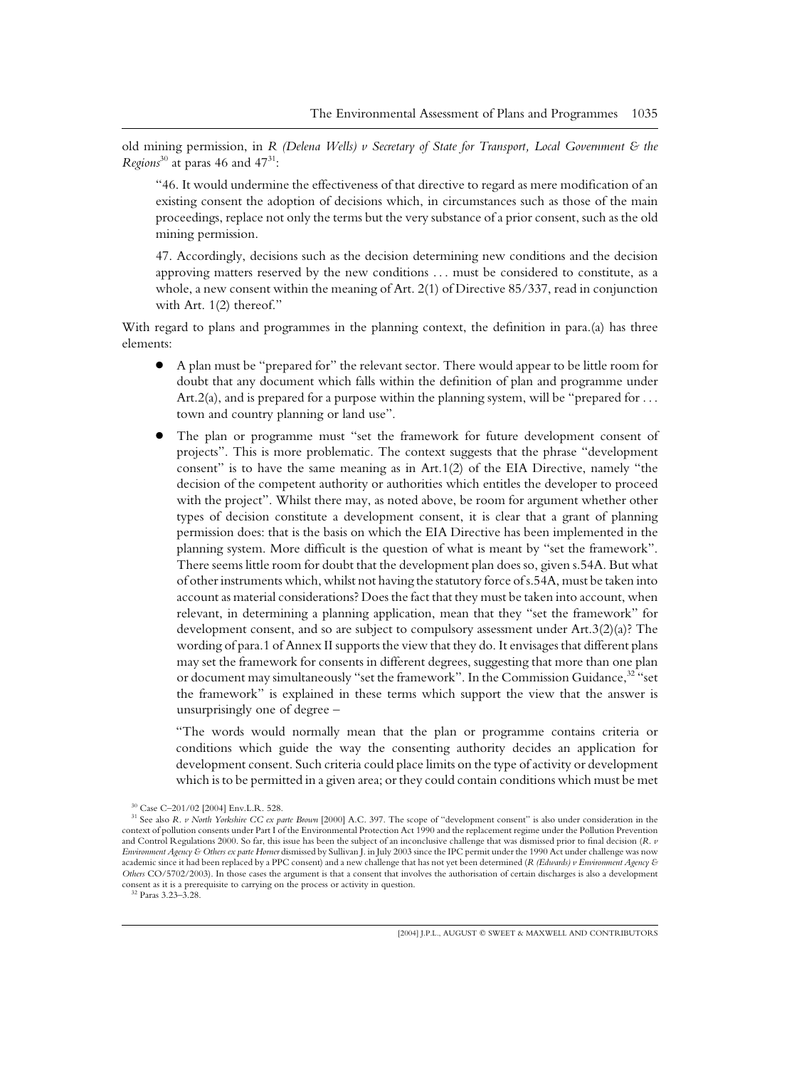old mining permission, in *R (Delena Wells) v Secretary of State for Transport, Local Government & the Regions*[30] at paras 46 and 47[31]:

> "46. It would undermine the effectiveness of that directive to regard as mere modification of an existing consent the adoption of decisions which, in circumstances such as those of the main proceedings, replace not only the terms but the very substance of a prior consent, such as the old mining permission.
>
> 47. Accordingly, decisions such as the decision determining new conditions and the decision approving matters reserved by the new conditions . . . must be considered to constitute, as a whole, a new consent within the meaning of Art. 2(1) of Directive 85/337, read in conjunction with Art. 1(2) thereof."

With regard to plans and programmes in the planning context, the definition in para.(a) has three elements:

- A plan must be "prepared for" the relevant sector. There would appear to be little room for doubt that any document which falls within the definition of plan and programme under Art.2(a), and is prepared for a purpose within the planning system, will be "prepared for . . . town and country planning or land use".
- The plan or programme must "set the framework for future development consent of projects". This is more problematic. The context suggests that the phrase "development consent" is to have the same meaning as in Art.1(2) of the EIA Directive, namely "the decision of the competent authority or authorities which entitles the developer to proceed with the project". Whilst there may, as noted above, be room for argument whether other types of decision constitute a development consent, it is clear that a grant of planning permission does: that is the basis on which the EIA Directive has been implemented in the planning system. More difficult is the question of what is meant by "set the framework". There seems little room for doubt that the development plan does so, given s.54A. But what of other instruments which, whilst not having the statutory force of s.54A, must be taken into account as material considerations? Does the fact that they must be taken into account, when relevant, in determining a planning application, mean that they "set the framework" for development consent, and so are subject to compulsory assessment under Art.3(2)(a)? The wording of para.1 of Annex II supports the view that they do. It envisages that different plans may set the framework for consents in different degrees, suggesting that more than one plan or document may simultaneously "set the framework". In the Commission Guidance,[32] "set the framework" is explained in these terms which support the view that the answer is unsurprisingly one of degree –

  > "The words would normally mean that the plan or programme contains criteria or conditions which guide the way the consenting authority decides an application for development consent. Such criteria could place limits on the type of activity or development which is to be permitted in a given area; or they could contain conditions which must be met

---

[30] Case C–201/02 [2004] Env.L.R. 528.

[31] See also *R. v North Yorkshire CC ex parte Brown* [2000] A.C. 397. The scope of "development consent" is also under consideration in the context of pollution consents under Part I of the Environmental Protection Act 1990 and the replacement regime under the Pollution Prevention and Control Regulations 2000. So far, this issue has been the subject of an inconclusive challenge that was dismissed prior to final decision (*R. v Environment Agency & Others ex parte Horner* dismissed by Sullivan J. in July 2003 since the IPC permit under the 1990 Act under challenge was now academic since it had been replaced by a PPC consent) and a new challenge that has not yet been determined (*R (Edwards) v Environment Agency & Others* CO/5702/2003). In those cases the argument is that a consent that involves the authorisation of certain discharges is also a development consent as it is a prerequisite to carrying on the process or activity in question.

[32] Paras 3.23–3.28.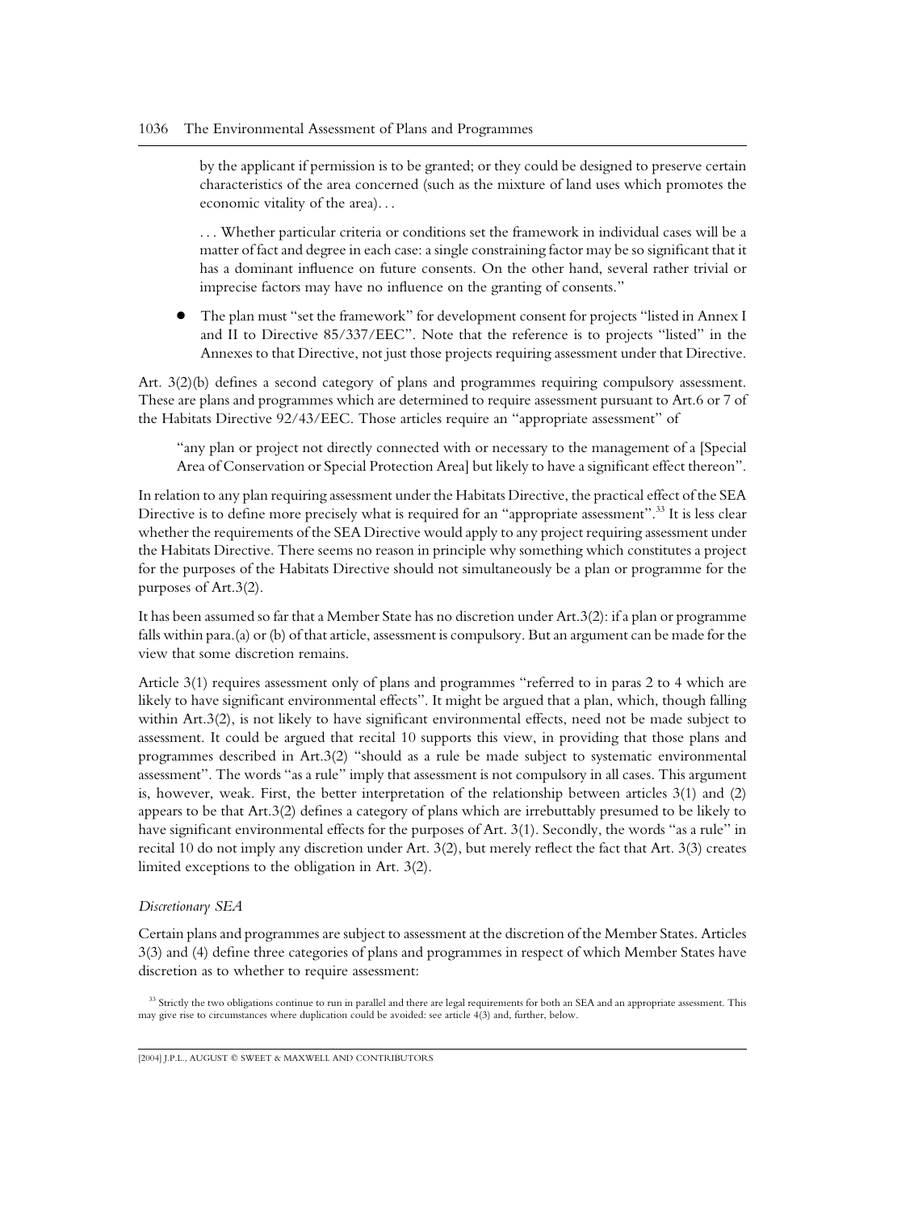> by the applicant if permission is to be granted; or they could be designed to preserve certain characteristics of the area concerned (such as the mixture of land uses which promotes the economic vitality of the area)...
>
> ... Whether particular criteria or conditions set the framework in individual cases will be a matter of fact and degree in each case: a single constraining factor may be so significant that it has a dominant influence on future consents. On the other hand, several rather trivial or imprecise factors may have no influence on the granting of consents."

- The plan must "set the framework" for development consent for projects "listed in Annex I and II to Directive 85/337/EEC". Note that the reference is to projects "listed" in the Annexes to that Directive, not just those projects requiring assessment under that Directive.

Art. 3(2)(b) defines a second category of plans and programmes requiring compulsory assessment. These are plans and programmes which are determined to require assessment pursuant to Art.6 or 7 of the Habitats Directive 92/43/EEC. Those articles require an "appropriate assessment" of

> "any plan or project not directly connected with or necessary to the management of a [Special Area of Conservation or Special Protection Area] but likely to have a significant effect thereon".

In relation to any plan requiring assessment under the Habitats Directive, the practical effect of the SEA Directive is to define more precisely what is required for an "appropriate assessment".[33] It is less clear whether the requirements of the SEA Directive would apply to any project requiring assessment under the Habitats Directive. There seems no reason in principle why something which constitutes a project for the purposes of the Habitats Directive should not simultaneously be a plan or programme for the purposes of Art.3(2).

It has been assumed so far that a Member State has no discretion under Art.3(2): if a plan or programme falls within para.(a) or (b) of that article, assessment is compulsory. But an argument can be made for the view that some discretion remains.

Article 3(1) requires assessment only of plans and programmes "referred to in paras 2 to 4 which are likely to have significant environmental effects". It might be argued that a plan, which, though falling within Art.3(2), is not likely to have significant environmental effects, need not be made subject to assessment. It could be argued that recital 10 supports this view, in providing that those plans and programmes described in Art.3(2) "should as a rule be made subject to systematic environmental assessment". The words "as a rule" imply that assessment is not compulsory in all cases. This argument is, however, weak. First, the better interpretation of the relationship between articles 3(1) and (2) appears to be that Art.3(2) defines a category of plans which are irrebuttably presumed to be likely to have significant environmental effects for the purposes of Art. 3(1). Secondly, the words "as a rule" in recital 10 do not imply any discretion under Art. 3(2), but merely reflect the fact that Art. 3(3) creates limited exceptions to the obligation in Art. 3(2).

*Discretionary SEA*

Certain plans and programmes are subject to assessment at the discretion of the Member States. Articles 3(3) and (4) define three categories of plans and programmes in respect of which Member States have discretion as to whether to require assessment:

[33] Strictly the two obligations continue to run in parallel and there are legal requirements for both an SEA and an appropriate assessment. This may give rise to circumstances where duplication could be avoided: see article 4(3) and, further, below.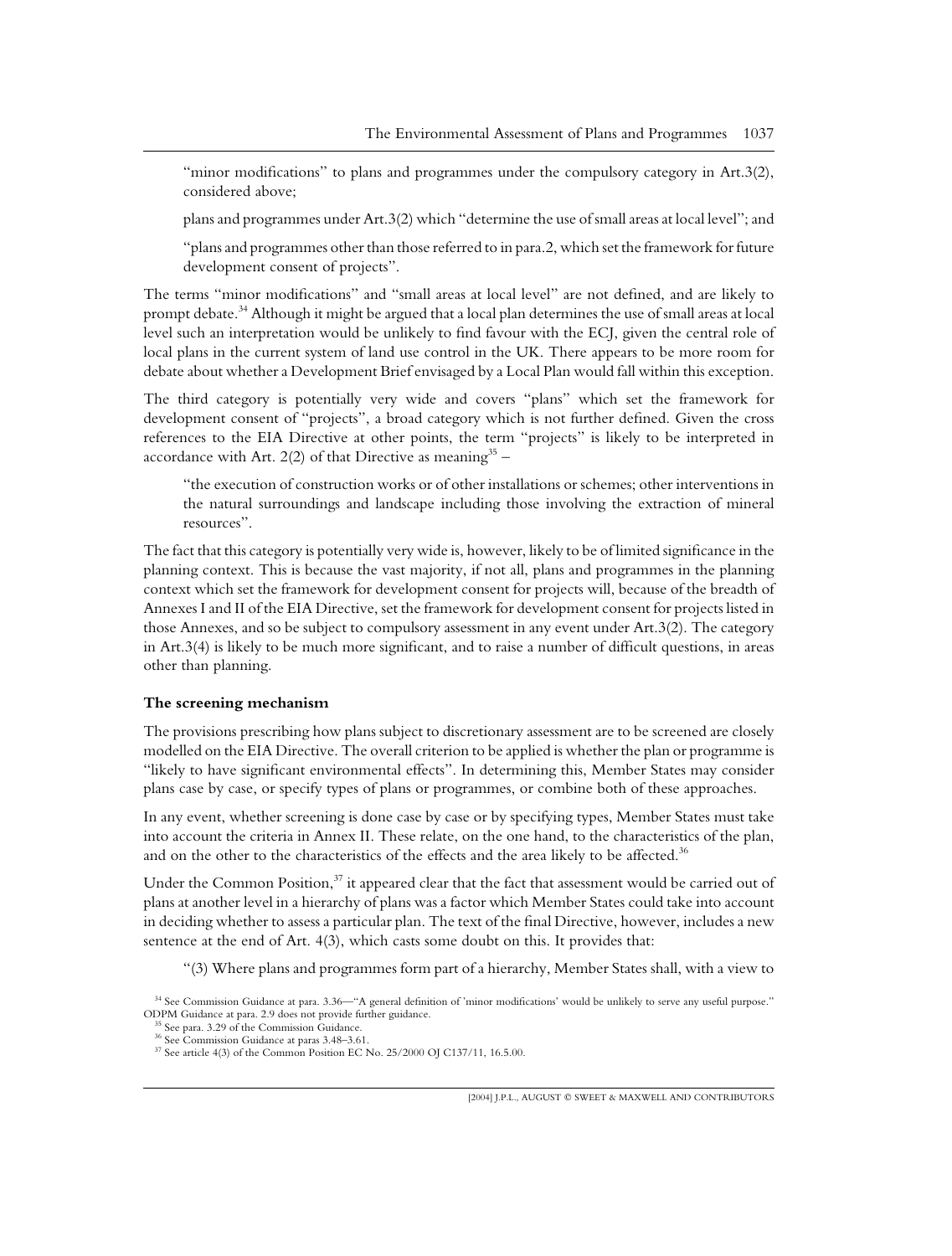"minor modifications" to plans and programmes under the compulsory category in Art.3(2), considered above;

plans and programmes under Art.3(2) which "determine the use of small areas at local level"; and

"plans and programmes other than those referred to in para.2, which set the framework for future development consent of projects".

The terms "minor modifications" and "small areas at local level" are not defined, and are likely to prompt debate.[34] Although it might be argued that a local plan determines the use of small areas at local level such an interpretation would be unlikely to find favour with the ECJ, given the central role of local plans in the current system of land use control in the UK. There appears to be more room for debate about whether a Development Brief envisaged by a Local Plan would fall within this exception.

The third category is potentially very wide and covers "plans" which set the framework for development consent of "projects", a broad category which is not further defined. Given the cross references to the EIA Directive at other points, the term "projects" is likely to be interpreted in accordance with Art. 2(2) of that Directive as meaning[35] –

> "the execution of construction works or of other installations or schemes; other interventions in the natural surroundings and landscape including those involving the extraction of mineral resources".

The fact that this category is potentially very wide is, however, likely to be of limited significance in the planning context. This is because the vast majority, if not all, plans and programmes in the planning context which set the framework for development consent for projects will, because of the breadth of Annexes I and II of the EIA Directive, set the framework for development consent for projects listed in those Annexes, and so be subject to compulsory assessment in any event under Art.3(2). The category in Art.3(4) is likely to be much more significant, and to raise a number of difficult questions, in areas other than planning.

**The screening mechanism**

The provisions prescribing how plans subject to discretionary assessment are to be screened are closely modelled on the EIA Directive. The overall criterion to be applied is whether the plan or programme is "likely to have significant environmental effects". In determining this, Member States may consider plans case by case, or specify types of plans or programmes, or combine both of these approaches.

In any event, whether screening is done case by case or by specifying types, Member States must take into account the criteria in Annex II. These relate, on the one hand, to the characteristics of the plan, and on the other to the characteristics of the effects and the area likely to be affected.[36]

Under the Common Position,[37] it appeared clear that the fact that assessment would be carried out of plans at another level in a hierarchy of plans was a factor which Member States could take into account in deciding whether to assess a particular plan. The text of the final Directive, however, includes a new sentence at the end of Art. 4(3), which casts some doubt on this. It provides that:

> "(3) Where plans and programmes form part of a hierarchy, Member States shall, with a view to

[34] See Commission Guidance at para. 3.36—"A general definition of 'minor modifications' would be unlikely to serve any useful purpose." ODPM Guidance at para. 2.9 does not provide further guidance.

[35] See para. 3.29 of the Commission Guidance.

[36] See Commission Guidance at paras 3.48–3.61.

[37] See article 4(3) of the Common Position EC No. 25/2000 OJ C137/11, 16.5.00.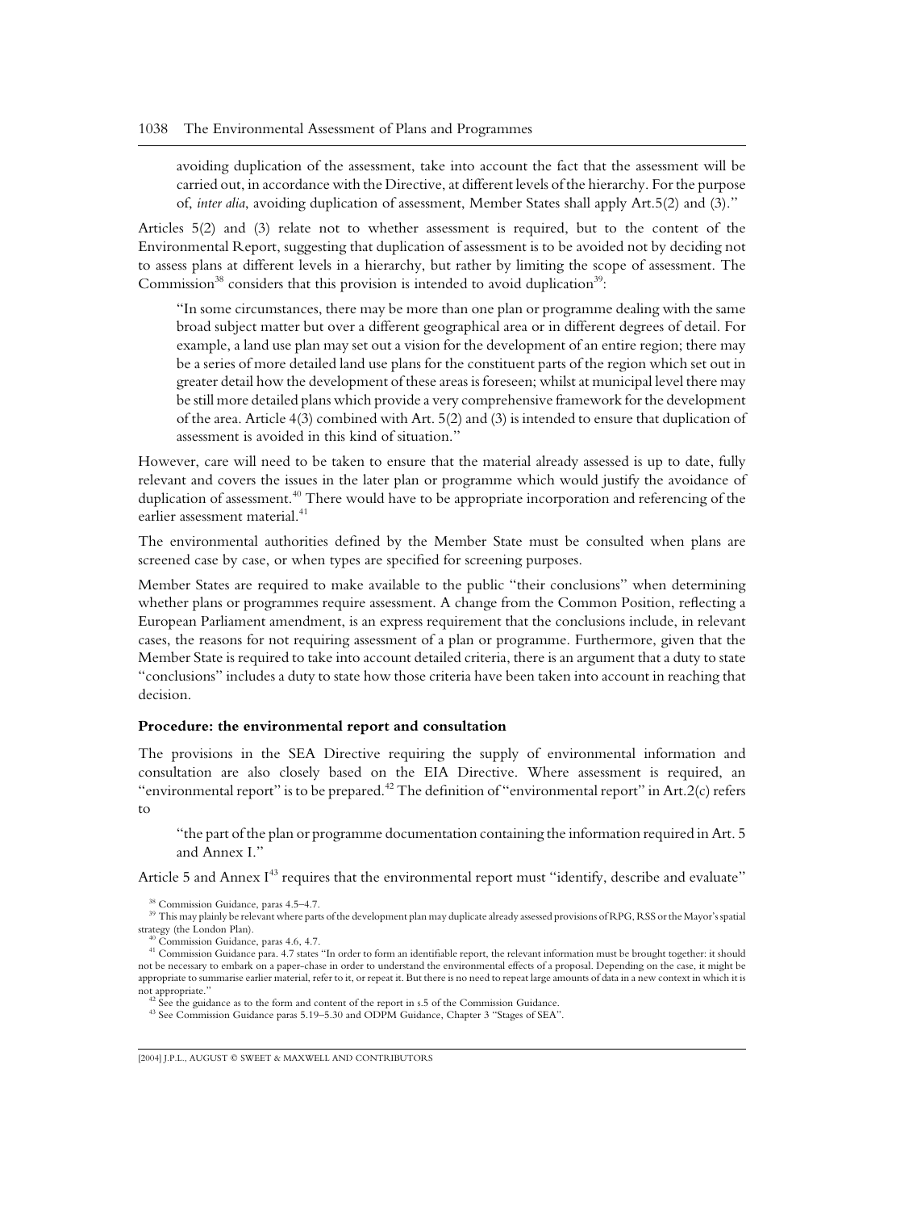avoiding duplication of the assessment, take into account the fact that the assessment will be carried out, in accordance with the Directive, at different levels of the hierarchy. For the purpose of, *inter alia*, avoiding duplication of assessment, Member States shall apply Art.5(2) and (3)."

Articles 5(2) and (3) relate not to whether assessment is required, but to the content of the Environmental Report, suggesting that duplication of assessment is to be avoided not by deciding not to assess plans at different levels in a hierarchy, but rather by limiting the scope of assessment. The Commission[38] considers that this provision is intended to avoid duplication[39]:

> "In some circumstances, there may be more than one plan or programme dealing with the same broad subject matter but over a different geographical area or in different degrees of detail. For example, a land use plan may set out a vision for the development of an entire region; there may be a series of more detailed land use plans for the constituent parts of the region which set out in greater detail how the development of these areas is foreseen; whilst at municipal level there may be still more detailed plans which provide a very comprehensive framework for the development of the area. Article 4(3) combined with Art. 5(2) and (3) is intended to ensure that duplication of assessment is avoided in this kind of situation."

However, care will need to be taken to ensure that the material already assessed is up to date, fully relevant and covers the issues in the later plan or programme which would justify the avoidance of duplication of assessment.[40] There would have to be appropriate incorporation and referencing of the earlier assessment material.[41]

The environmental authorities defined by the Member State must be consulted when plans are screened case by case, or when types are specified for screening purposes.

Member States are required to make available to the public "their conclusions" when determining whether plans or programmes require assessment. A change from the Common Position, reflecting a European Parliament amendment, is an express requirement that the conclusions include, in relevant cases, the reasons for not requiring assessment of a plan or programme. Furthermore, given that the Member State is required to take into account detailed criteria, there is an argument that a duty to state "conclusions" includes a duty to state how those criteria have been taken into account in reaching that decision.

**Procedure: the environmental report and consultation**

The provisions in the SEA Directive requiring the supply of environmental information and consultation are also closely based on the EIA Directive. Where assessment is required, an "environmental report" is to be prepared.[42] The definition of "environmental report" in Art.2(c) refers to

> "the part of the plan or programme documentation containing the information required in Art. 5 and Annex I."

Article 5 and Annex I[43] requires that the environmental report must "identify, describe and evaluate"

[38] Commission Guidance, paras 4.5–4.7.

[39] This may plainly be relevant where parts of the development plan may duplicate already assessed provisions of RPG, RSS or the Mayor's spatial strategy (the London Plan).

[40] Commission Guidance, paras 4.6, 4.7.

[41] Commission Guidance para. 4.7 states "In order to form an identifiable report, the relevant information must be brought together: it should not be necessary to embark on a paper-chase in order to understand the environmental effects of a proposal. Depending on the case, it might be appropriate to summarise earlier material, refer to it, or repeat it. But there is no need to repeat large amounts of data in a new context in which it is not appropriate."

[42] See the guidance as to the form and content of the report in s.5 of the Commission Guidance.

[43] See Commission Guidance paras 5.19–5.30 and ODPM Guidance, Chapter 3 "Stages of SEA".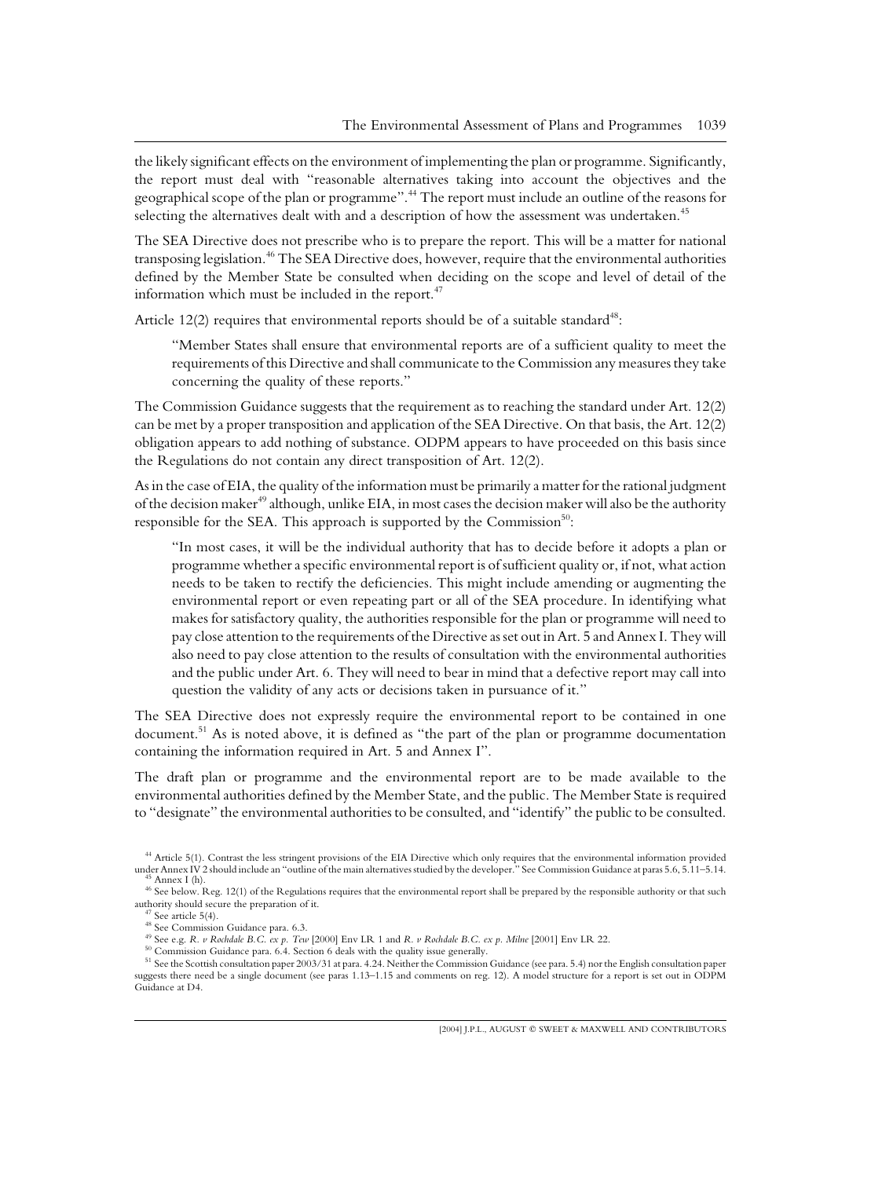the likely significant effects on the environment of implementing the plan or programme. Significantly, the report must deal with "reasonable alternatives taking into account the objectives and the geographical scope of the plan or programme".[44] The report must include an outline of the reasons for selecting the alternatives dealt with and a description of how the assessment was undertaken.[45]

The SEA Directive does not prescribe who is to prepare the report. This will be a matter for national transposing legislation.[46] The SEA Directive does, however, require that the environmental authorities defined by the Member State be consulted when deciding on the scope and level of detail of the information which must be included in the report.[47]

Article 12(2) requires that environmental reports should be of a suitable standard[48]:

> "Member States shall ensure that environmental reports are of a sufficient quality to meet the requirements of this Directive and shall communicate to the Commission any measures they take concerning the quality of these reports."

The Commission Guidance suggests that the requirement as to reaching the standard under Art. 12(2) can be met by a proper transposition and application of the SEA Directive. On that basis, the Art. 12(2) obligation appears to add nothing of substance. ODPM appears to have proceeded on this basis since the Regulations do not contain any direct transposition of Art. 12(2).

As in the case of EIA, the quality of the information must be primarily a matter for the rational judgment of the decision maker[49] although, unlike EIA, in most cases the decision maker will also be the authority responsible for the SEA. This approach is supported by the Commission[50]:

> "In most cases, it will be the individual authority that has to decide before it adopts a plan or programme whether a specific environmental report is of sufficient quality or, if not, what action needs to be taken to rectify the deficiencies. This might include amending or augmenting the environmental report or even repeating part or all of the SEA procedure. In identifying what makes for satisfactory quality, the authorities responsible for the plan or programme will need to pay close attention to the requirements of the Directive as set out in Art. 5 and Annex I. They will also need to pay close attention to the results of consultation with the environmental authorities and the public under Art. 6. They will need to bear in mind that a defective report may call into question the validity of any acts or decisions taken in pursuance of it."

The SEA Directive does not expressly require the environmental report to be contained in one document.[51] As is noted above, it is defined as "the part of the plan or programme documentation containing the information required in Art. 5 and Annex I".

The draft plan or programme and the environmental report are to be made available to the environmental authorities defined by the Member State, and the public. The Member State is required to "designate" the environmental authorities to be consulted, and "identify" the public to be consulted.

---

[44] Article 5(1). Contrast the less stringent provisions of the EIA Directive which only requires that the environmental information provided under Annex IV 2 should include an "outline of the main alternatives studied by the developer." See Commission Guidance at paras 5.6, 5.11–5.14.

[45] Annex I (h).

[46] See below. Reg. 12(1) of the Regulations requires that the environmental report shall be prepared by the responsible authority or that such authority should secure the preparation of it.

[47] See article 5(4).

[48] See Commission Guidance para. 6.3.

[49] See e.g. *R. v Rochdale B.C. ex p. Tew* [2000] Env LR 1 and *R. v Rochdale B.C. ex p. Milne* [2001] Env LR 22.

[50] Commission Guidance para. 6.4. Section 6 deals with the quality issue generally.

[51] See the Scottish consultation paper 2003/31 at para. 4.24. Neither the Commission Guidance (see para. 5.4) nor the English consultation paper suggests there need be a single document (see paras 1.13–1.15 and comments on reg. 12). A model structure for a report is set out in ODPM Guidance at D4.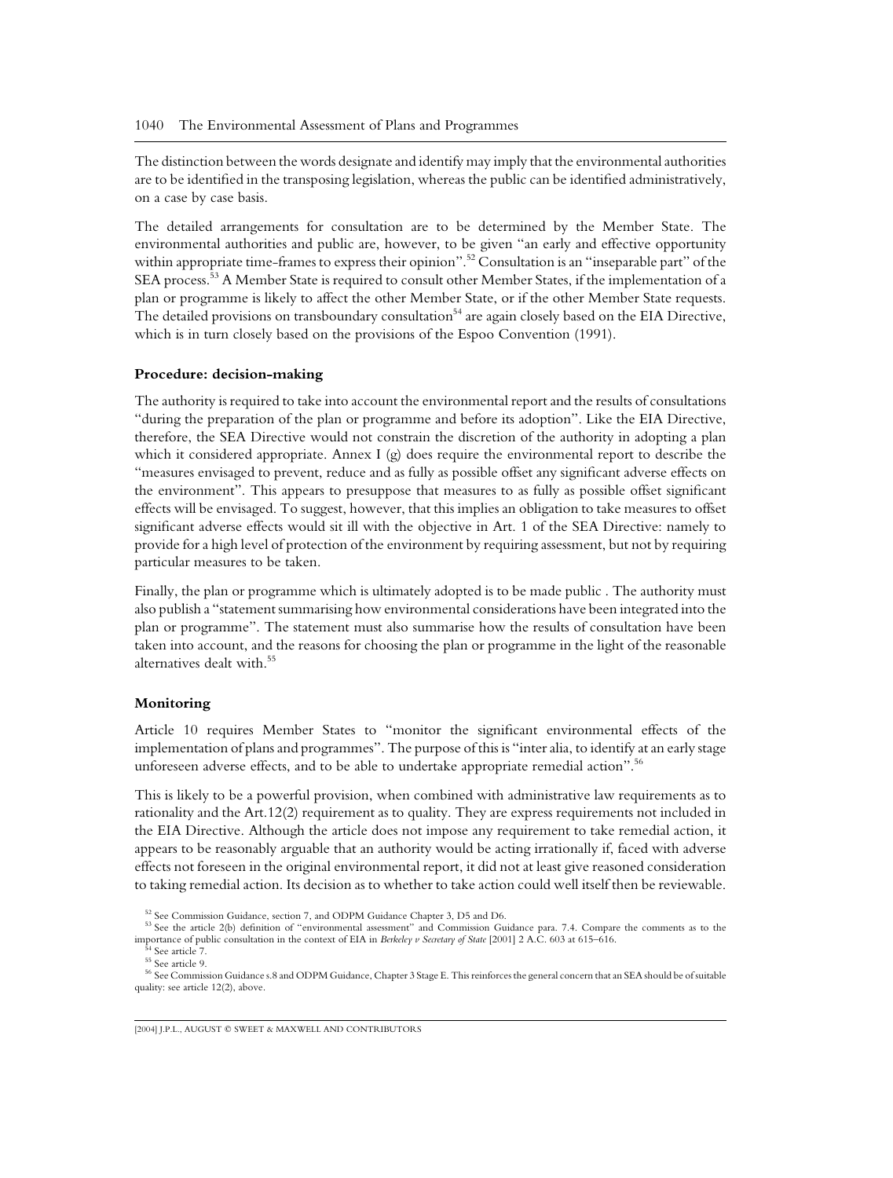The distinction between the words designate and identify may imply that the environmental authorities are to be identified in the transposing legislation, whereas the public can be identified administratively, on a case by case basis.

The detailed arrangements for consultation are to be determined by the Member State. The environmental authorities and public are, however, to be given "an early and effective opportunity within appropriate time-frames to express their opinion".[52] Consultation is an "inseparable part" of the SEA process.[53] A Member State is required to consult other Member States, if the implementation of a plan or programme is likely to affect the other Member State, or if the other Member State requests. The detailed provisions on transboundary consultation[54] are again closely based on the EIA Directive, which is in turn closely based on the provisions of the Espoo Convention (1991).

**Procedure: decision-making**

The authority is required to take into account the environmental report and the results of consultations "during the preparation of the plan or programme and before its adoption". Like the EIA Directive, therefore, the SEA Directive would not constrain the discretion of the authority in adopting a plan which it considered appropriate. Annex I (g) does require the environmental report to describe the "measures envisaged to prevent, reduce and as fully as possible offset any significant adverse effects on the environment". This appears to presuppose that measures to as fully as possible offset significant effects will be envisaged. To suggest, however, that this implies an obligation to take measures to offset significant adverse effects would sit ill with the objective in Art. 1 of the SEA Directive: namely to provide for a high level of protection of the environment by requiring assessment, but not by requiring particular measures to be taken.

Finally, the plan or programme which is ultimately adopted is to be made public . The authority must also publish a "statement summarising how environmental considerations have been integrated into the plan or programme". The statement must also summarise how the results of consultation have been taken into account, and the reasons for choosing the plan or programme in the light of the reasonable alternatives dealt with.[55]

**Monitoring**

Article 10 requires Member States to "monitor the significant environmental effects of the implementation of plans and programmes". The purpose of this is "inter alia, to identify at an early stage unforeseen adverse effects, and to be able to undertake appropriate remedial action".[56]

This is likely to be a powerful provision, when combined with administrative law requirements as to rationality and the Art.12(2) requirement as to quality. They are express requirements not included in the EIA Directive. Although the article does not impose any requirement to take remedial action, it appears to be reasonably arguable that an authority would be acting irrationally if, faced with adverse effects not foreseen in the original environmental report, it did not at least give reasoned consideration to taking remedial action. Its decision as to whether to take action could well itself then be reviewable.

[52] See Commission Guidance, section 7, and ODPM Guidance Chapter 3, D5 and D6.

[53] See the article 2(b) definition of "environmental assessment" and Commission Guidance para. 7.4. Compare the comments as to the importance of public consultation in the context of EIA in *Berkeley v Secretary of State* [2001] 2 A.C. 603 at 615–616.

[54] See article 7.

[55] See article 9.

[56] See Commission Guidance s.8 and ODPM Guidance, Chapter 3 Stage E. This reinforces the general concern that an SEA should be of suitable quality: see article 12(2), above.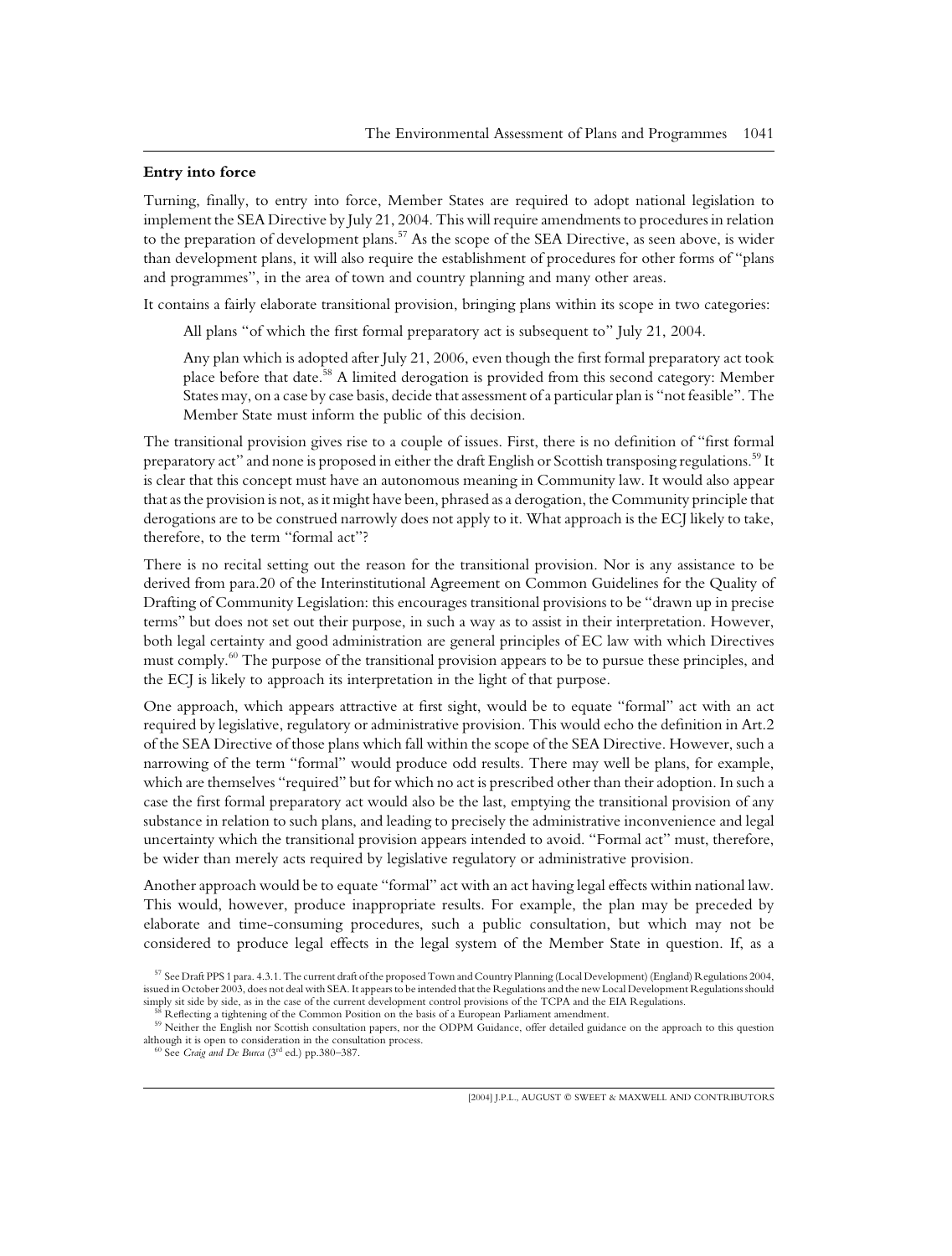### Entry into force

Turning, finally, to entry into force, Member States are required to adopt national legislation to implement the SEA Directive by July 21, 2004. This will require amendments to procedures in relation to the preparation of development plans.[57] As the scope of the SEA Directive, as seen above, is wider than development plans, it will also require the establishment of procedures for other forms of "plans and programmes", in the area of town and country planning and many other areas.

It contains a fairly elaborate transitional provision, bringing plans within its scope in two categories:

> All plans "of which the first formal preparatory act is subsequent to" July 21, 2004.
>
> Any plan which is adopted after July 21, 2006, even though the first formal preparatory act took place before that date.[58] A limited derogation is provided from this second category: Member States may, on a case by case basis, decide that assessment of a particular plan is "not feasible". The Member State must inform the public of this decision.

The transitional provision gives rise to a couple of issues. First, there is no definition of "first formal preparatory act" and none is proposed in either the draft English or Scottish transposing regulations.[59] It is clear that this concept must have an autonomous meaning in Community law. It would also appear that as the provision is not, as it might have been, phrased as a derogation, the Community principle that derogations are to be construed narrowly does not apply to it. What approach is the ECJ likely to take, therefore, to the term "formal act"?

There is no recital setting out the reason for the transitional provision. Nor is any assistance to be derived from para.20 of the Interinstitutional Agreement on Common Guidelines for the Quality of Drafting of Community Legislation: this encourages transitional provisions to be "drawn up in precise terms" but does not set out their purpose, in such a way as to assist in their interpretation. However, both legal certainty and good administration are general principles of EC law with which Directives must comply.[60] The purpose of the transitional provision appears to be to pursue these principles, and the ECJ is likely to approach its interpretation in the light of that purpose.

One approach, which appears attractive at first sight, would be to equate "formal" act with an act required by legislative, regulatory or administrative provision. This would echo the definition in Art.2 of the SEA Directive of those plans which fall within the scope of the SEA Directive. However, such a narrowing of the term "formal" would produce odd results. There may well be plans, for example, which are themselves "required" but for which no act is prescribed other than their adoption. In such a case the first formal preparatory act would also be the last, emptying the transitional provision of any substance in relation to such plans, and leading to precisely the administrative inconvenience and legal uncertainty which the transitional provision appears intended to avoid. "Formal act" must, therefore, be wider than merely acts required by legislative regulatory or administrative provision.

Another approach would be to equate "formal" act with an act having legal effects within national law. This would, however, produce inappropriate results. For example, the plan may be preceded by elaborate and time-consuming procedures, such a public consultation, but which may not be considered to produce legal effects in the legal system of the Member State in question. If, as a

---

[57] See Draft PPS 1 para. 4.3.1. The current draft of the proposed Town and Country Planning (Local Development) (England) Regulations 2004, issued in October 2003, does not deal with SEA. It appears to be intended that the Regulations and the new Local Development Regulations should simply sit side by side, as in the case of the current development control provisions of the TCPA and the EIA Regulations.

[58] Reflecting a tightening of the Common Position on the basis of a European Parliament amendment.

[59] Neither the English nor Scottish consultation papers, nor the ODPM Guidance, offer detailed guidance on the approach to this question although it is open to consideration in the consultation process.

[60] See *Craig and De Burca* (3rd ed.) pp.380–387.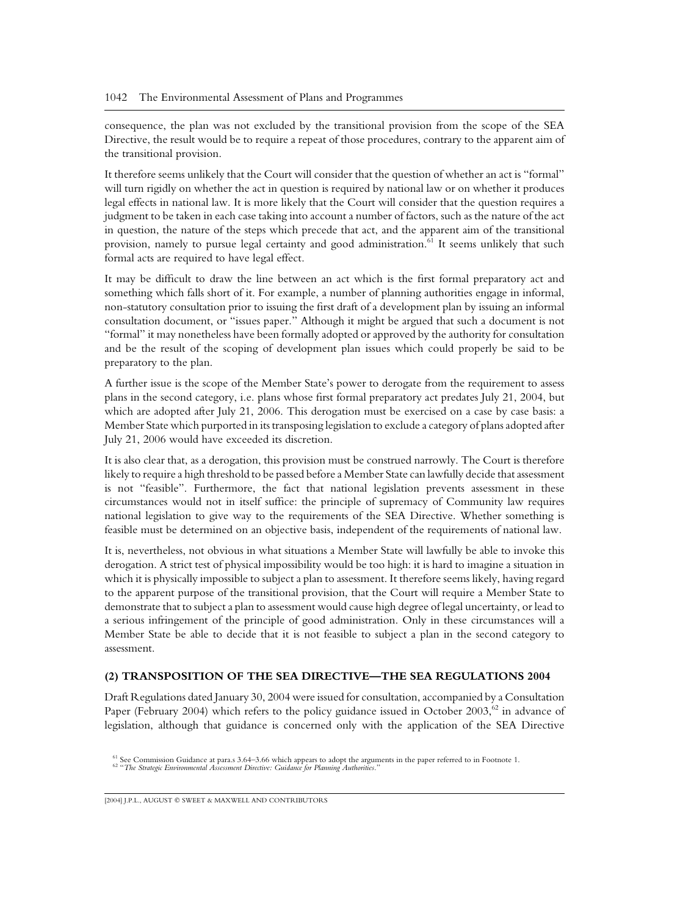consequence, the plan was not excluded by the transitional provision from the scope of the SEA Directive, the result would be to require a repeat of those procedures, contrary to the apparent aim of the transitional provision.

It therefore seems unlikely that the Court will consider that the question of whether an act is "formal" will turn rigidly on whether the act in question is required by national law or on whether it produces legal effects in national law. It is more likely that the Court will consider that the question requires a judgment to be taken in each case taking into account a number of factors, such as the nature of the act in question, the nature of the steps which precede that act, and the apparent aim of the transitional provision, namely to pursue legal certainty and good administration.[61] It seems unlikely that such formal acts are required to have legal effect.

It may be difficult to draw the line between an act which is the first formal preparatory act and something which falls short of it. For example, a number of planning authorities engage in informal, non-statutory consultation prior to issuing the first draft of a development plan by issuing an informal consultation document, or "issues paper." Although it might be argued that such a document is not "formal" it may nonetheless have been formally adopted or approved by the authority for consultation and be the result of the scoping of development plan issues which could properly be said to be preparatory to the plan.

A further issue is the scope of the Member State's power to derogate from the requirement to assess plans in the second category, i.e. plans whose first formal preparatory act predates July 21, 2004, but which are adopted after July 21, 2006. This derogation must be exercised on a case by case basis: a Member State which purported in its transposing legislation to exclude a category of plans adopted after July 21, 2006 would have exceeded its discretion.

It is also clear that, as a derogation, this provision must be construed narrowly. The Court is therefore likely to require a high threshold to be passed before a Member State can lawfully decide that assessment is not "feasible". Furthermore, the fact that national legislation prevents assessment in these circumstances would not in itself suffice: the principle of supremacy of Community law requires national legislation to give way to the requirements of the SEA Directive. Whether something is feasible must be determined on an objective basis, independent of the requirements of national law.

It is, nevertheless, not obvious in what situations a Member State will lawfully be able to invoke this derogation. A strict test of physical impossibility would be too high: it is hard to imagine a situation in which it is physically impossible to subject a plan to assessment. It therefore seems likely, having regard to the apparent purpose of the transitional provision, that the Court will require a Member State to demonstrate that to subject a plan to assessment would cause high degree of legal uncertainty, or lead to a serious infringement of the principle of good administration. Only in these circumstances will a Member State be able to decide that it is not feasible to subject a plan in the second category to assessment.

### (2) TRANSPOSITION OF THE SEA DIRECTIVE—THE SEA REGULATIONS 2004

Draft Regulations dated January 30, 2004 were issued for consultation, accompanied by a Consultation Paper (February 2004) which refers to the policy guidance issued in October 2003,[62] in advance of legislation, although that guidance is concerned only with the application of the SEA Directive

[61] See Commission Guidance at para.s 3.64–3.66 which appears to adopt the arguments in the paper referred to in Footnote 1.
[62] "*The Strategic Environmental Assessment Directive: Guidance for Planning Authorities*."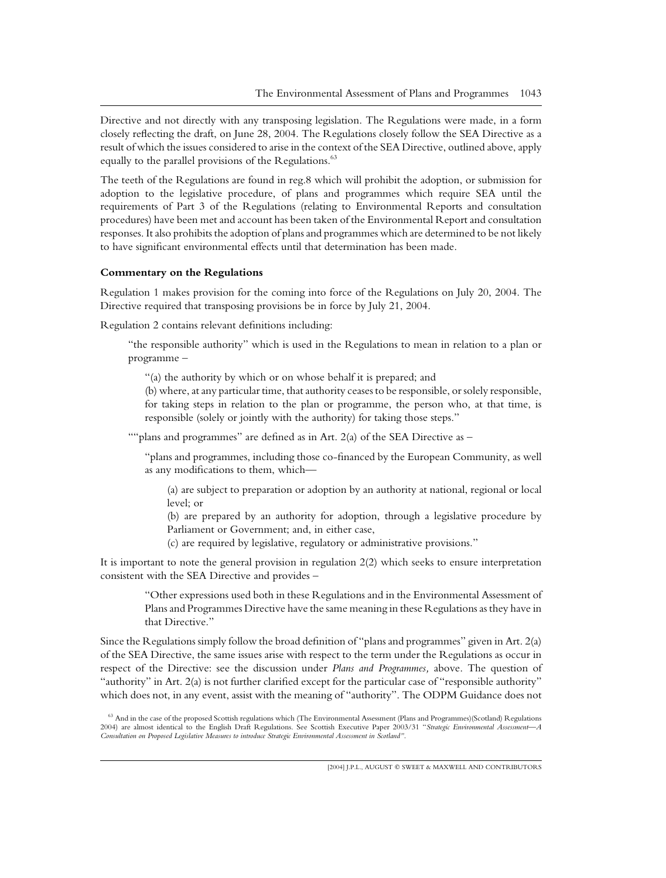Directive and not directly with any transposing legislation. The Regulations were made, in a form closely reflecting the draft, on June 28, 2004. The Regulations closely follow the SEA Directive as a result of which the issues considered to arise in the context of the SEA Directive, outlined above, apply equally to the parallel provisions of the Regulations.[63]

The teeth of the Regulations are found in reg.8 which will prohibit the adoption, or submission for adoption to the legislative procedure, of plans and programmes which require SEA until the requirements of Part 3 of the Regulations (relating to Environmental Reports and consultation procedures) have been met and account has been taken of the Environmental Report and consultation responses. It also prohibits the adoption of plans and programmes which are determined to be not likely to have significant environmental effects until that determination has been made.

**Commentary on the Regulations**

Regulation 1 makes provision for the coming into force of the Regulations on July 20, 2004. The Directive required that transposing provisions be in force by July 21, 2004.

Regulation 2 contains relevant definitions including:

> "the responsible authority" which is used in the Regulations to mean in relation to a plan or programme –
>
> > "(a) the authority by which or on whose behalf it is prepared; and
> > (b) where, at any particular time, that authority ceases to be responsible, or solely responsible, for taking steps in relation to the plan or programme, the person who, at that time, is responsible (solely or jointly with the authority) for taking those steps."
>
> ""plans and programmes" are defined as in Art. 2(a) of the SEA Directive as –
>
> > "plans and programmes, including those co-financed by the European Community, as well as any modifications to them, which—
> >
> > > (a) are subject to preparation or adoption by an authority at national, regional or local level; or
> > > (b) are prepared by an authority for adoption, through a legislative procedure by Parliament or Government; and, in either case,
> > > (c) are required by legislative, regulatory or administrative provisions."

It is important to note the general provision in regulation 2(2) which seeks to ensure interpretation consistent with the SEA Directive and provides –

> "Other expressions used both in these Regulations and in the Environmental Assessment of Plans and Programmes Directive have the same meaning in these Regulations as they have in that Directive."

Since the Regulations simply follow the broad definition of "plans and programmes" given in Art. 2(a) of the SEA Directive, the same issues arise with respect to the term under the Regulations as occur in respect of the Directive: see the discussion under *Plans and Programmes,* above. The question of "authority" in Art. 2(a) is not further clarified except for the particular case of "responsible authority" which does not, in any event, assist with the meaning of "authority". The ODPM Guidance does not

[63] And in the case of the proposed Scottish regulations which (The Environmental Assessment (Plans and Programmes)(Scotland) Regulations 2004) are almost identical to the English Draft Regulations. See Scottish Executive Paper 2003/31 "*Strategic Environmental Assessment—A Consultation on Proposed Legislative Measures to introduce Strategic Environmental Assessment in Scotland"*.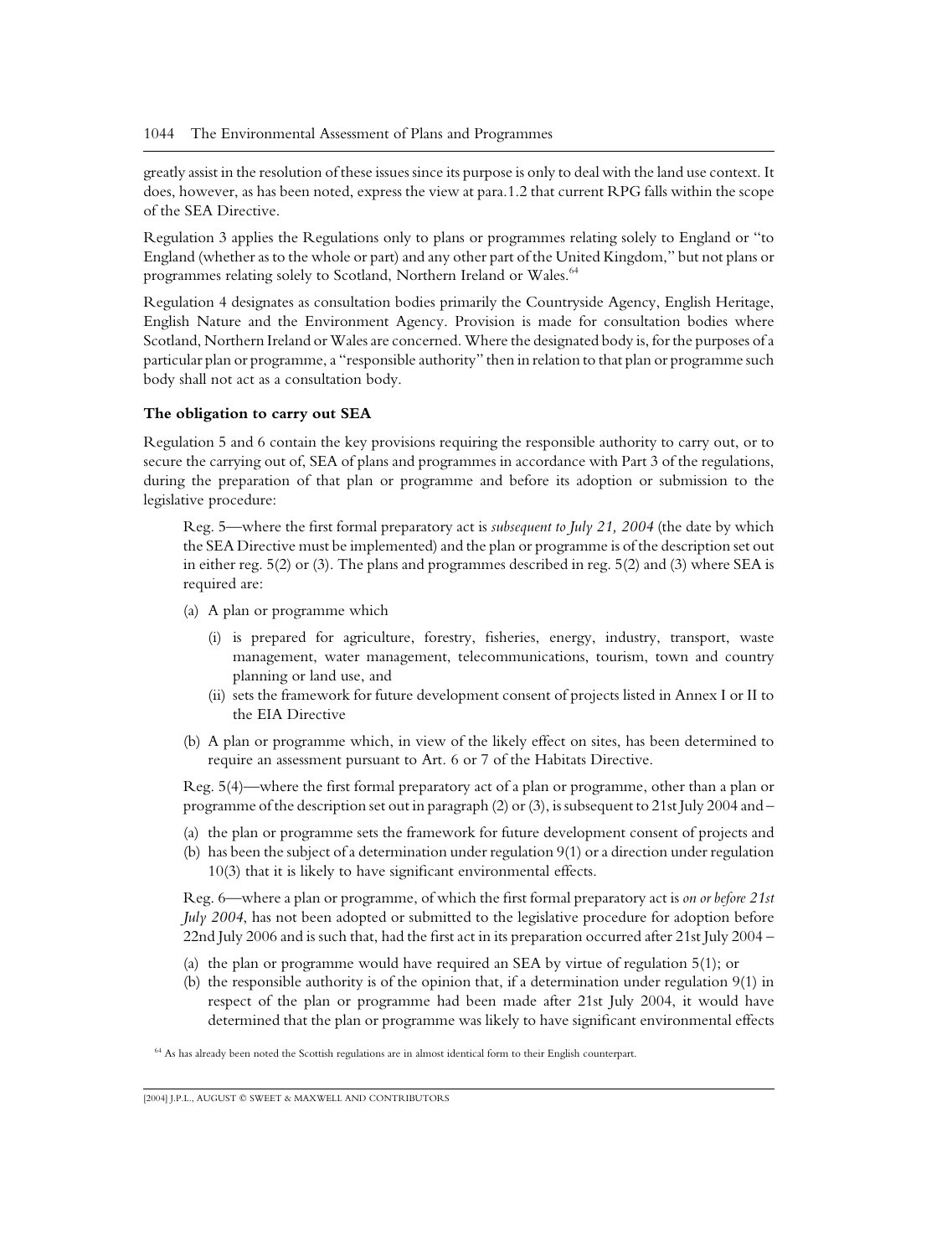greatly assist in the resolution of these issues since its purpose is only to deal with the land use context. It does, however, as has been noted, express the view at para.1.2 that current RPG falls within the scope of the SEA Directive.

Regulation 3 applies the Regulations only to plans or programmes relating solely to England or "to England (whether as to the whole or part) and any other part of the United Kingdom," but not plans or programmes relating solely to Scotland, Northern Ireland or Wales.[64]

Regulation 4 designates as consultation bodies primarily the Countryside Agency, English Heritage, English Nature and the Environment Agency. Provision is made for consultation bodies where Scotland, Northern Ireland or Wales are concerned. Where the designated body is, for the purposes of a particular plan or programme, a "responsible authority" then in relation to that plan or programme such body shall not act as a consultation body.

### The obligation to carry out SEA

Regulation 5 and 6 contain the key provisions requiring the responsible authority to carry out, or to secure the carrying out of, SEA of plans and programmes in accordance with Part 3 of the regulations, during the preparation of that plan or programme and before its adoption or submission to the legislative procedure:

> Reg. 5—where the first formal preparatory act is *subsequent to July 21, 2004* (the date by which the SEA Directive must be implemented) and the plan or programme is of the description set out in either reg. 5(2) or (3). The plans and programmes described in reg. 5(2) and (3) where SEA is required are:
>
> (a) A plan or programme which
>    - (i) is prepared for agriculture, forestry, fisheries, energy, industry, transport, waste management, water management, telecommunications, tourism, town and country planning or land use, and
>    - (ii) sets the framework for future development consent of projects listed in Annex I or II to the EIA Directive
>
> (b) A plan or programme which, in view of the likely effect on sites, has been determined to require an assessment pursuant to Art. 6 or 7 of the Habitats Directive.
>
> Reg. 5(4)—where the first formal preparatory act of a plan or programme, other than a plan or programme of the description set out in paragraph (2) or (3), is subsequent to 21st July 2004 and –
>
> (a) the plan or programme sets the framework for future development consent of projects and
> (b) has been the subject of a determination under regulation 9(1) or a direction under regulation 10(3) that it is likely to have significant environmental effects.
>
> Reg. 6—where a plan or programme, of which the first formal preparatory act is *on or before 21st July 2004*, has not been adopted or submitted to the legislative procedure for adoption before 22nd July 2006 and is such that, had the first act in its preparation occurred after 21st July 2004 –
>
> (a) the plan or programme would have required an SEA by virtue of regulation 5(1); or
> (b) the responsible authority is of the opinion that, if a determination under regulation 9(1) in respect of the plan or programme had been made after 21st July 2004, it would have determined that the plan or programme was likely to have significant environmental effects

[64] As has already been noted the Scottish regulations are in almost identical form to their English counterpart.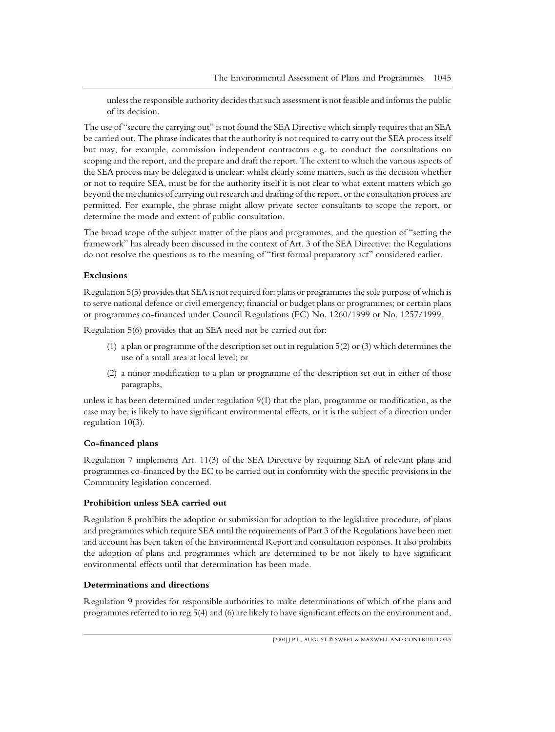unless the responsible authority decides that such assessment is not feasible and informs the public of its decision.

The use of "secure the carrying out" is not found the SEA Directive which simply requires that an SEA be carried out. The phrase indicates that the authority is not required to carry out the SEA process itself but may, for example, commission independent contractors e.g. to conduct the consultations on scoping and the report, and the prepare and draft the report. The extent to which the various aspects of the SEA process may be delegated is unclear: whilst clearly some matters, such as the decision whether or not to require SEA, must be for the authority itself it is not clear to what extent matters which go beyond the mechanics of carrying out research and drafting of the report, or the consultation process are permitted. For example, the phrase might allow private sector consultants to scope the report, or determine the mode and extent of public consultation.

The broad scope of the subject matter of the plans and programmes, and the question of "setting the framework" has already been discussed in the context of Art. 3 of the SEA Directive: the Regulations do not resolve the questions as to the meaning of "first formal preparatory act" considered earlier.

**Exclusions**

Regulation 5(5) provides that SEA is not required for: plans or programmes the sole purpose of which is to serve national defence or civil emergency; financial or budget plans or programmes; or certain plans or programmes co-financed under Council Regulations (EC) No. 1260/1999 or No. 1257/1999.

Regulation 5(6) provides that an SEA need not be carried out for:

(1) a plan or programme of the description set out in regulation 5(2) or (3) which determines the use of a small area at local level; or

(2) a minor modification to a plan or programme of the description set out in either of those paragraphs,

unless it has been determined under regulation 9(1) that the plan, programme or modification, as the case may be, is likely to have significant environmental effects, or it is the subject of a direction under regulation 10(3).

**Co-financed plans**

Regulation 7 implements Art. 11(3) of the SEA Directive by requiring SEA of relevant plans and programmes co-financed by the EC to be carried out in conformity with the specific provisions in the Community legislation concerned.

**Prohibition unless SEA carried out**

Regulation 8 prohibits the adoption or submission for adoption to the legislative procedure, of plans and programmes which require SEA until the requirements of Part 3 of the Regulations have been met and account has been taken of the Environmental Report and consultation responses. It also prohibits the adoption of plans and programmes which are determined to be not likely to have significant environmental effects until that determination has been made.

**Determinations and directions**

Regulation 9 provides for responsible authorities to make determinations of which of the plans and programmes referred to in reg.5(4) and (6) are likely to have significant effects on the environment and,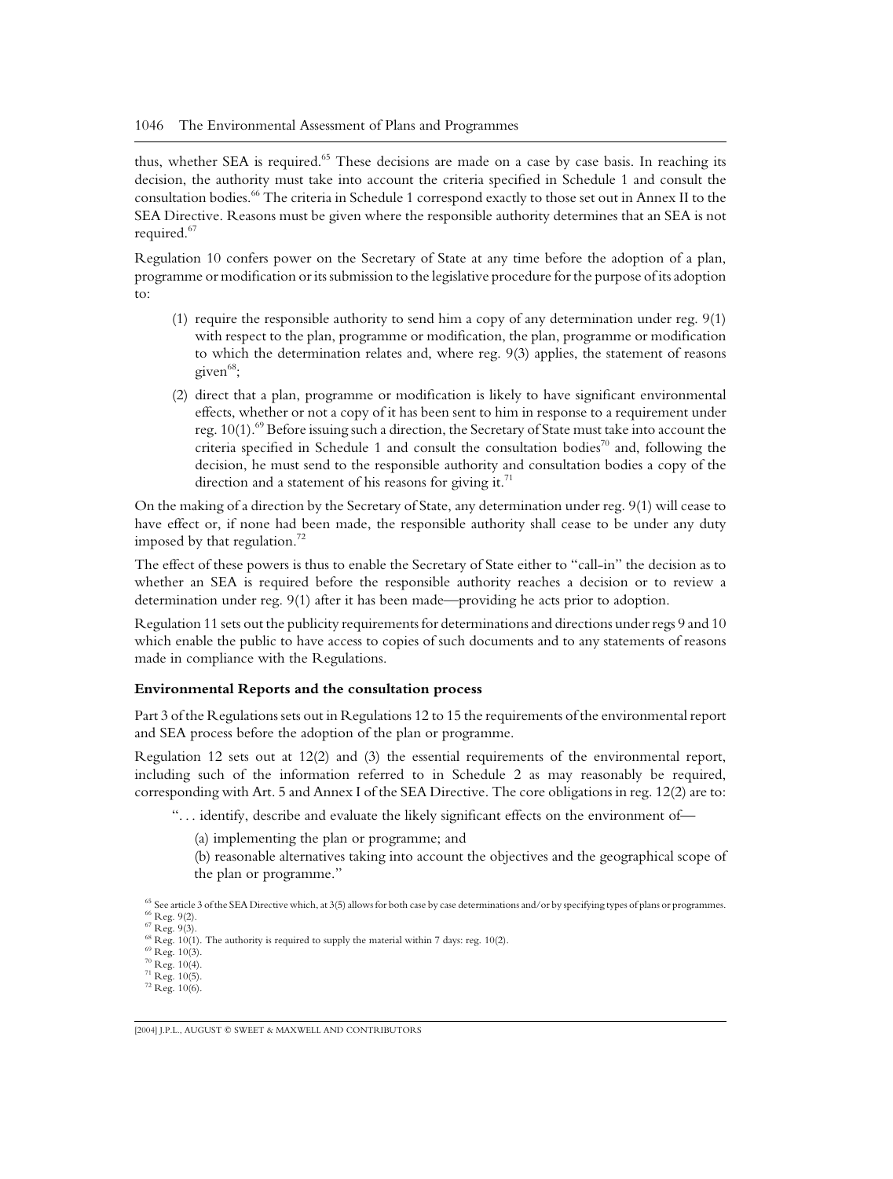thus, whether SEA is required.[65] These decisions are made on a case by case basis. In reaching its decision, the authority must take into account the criteria specified in Schedule 1 and consult the consultation bodies.[66] The criteria in Schedule 1 correspond exactly to those set out in Annex II to the SEA Directive. Reasons must be given where the responsible authority determines that an SEA is not required.[67]

Regulation 10 confers power on the Secretary of State at any time before the adoption of a plan, programme or modification or its submission to the legislative procedure for the purpose of its adoption to:

(1) require the responsible authority to send him a copy of any determination under reg. 9(1) with respect to the plan, programme or modification, the plan, programme or modification to which the determination relates and, where reg. 9(3) applies, the statement of reasons given[68];

(2) direct that a plan, programme or modification is likely to have significant environmental effects, whether or not a copy of it has been sent to him in response to a requirement under reg. 10(1).[69] Before issuing such a direction, the Secretary of State must take into account the criteria specified in Schedule 1 and consult the consultation bodies[70] and, following the decision, he must send to the responsible authority and consultation bodies a copy of the direction and a statement of his reasons for giving it.[71]

On the making of a direction by the Secretary of State, any determination under reg. 9(1) will cease to have effect or, if none had been made, the responsible authority shall cease to be under any duty imposed by that regulation.[72]

The effect of these powers is thus to enable the Secretary of State either to "call-in" the decision as to whether an SEA is required before the responsible authority reaches a decision or to review a determination under reg. 9(1) after it has been made—providing he acts prior to adoption.

Regulation 11 sets out the publicity requirements for determinations and directions under regs 9 and 10 which enable the public to have access to copies of such documents and to any statements of reasons made in compliance with the Regulations.

**Environmental Reports and the consultation process**

Part 3 of the Regulations sets out in Regulations 12 to 15 the requirements of the environmental report and SEA process before the adoption of the plan or programme.

Regulation 12 sets out at 12(2) and (3) the essential requirements of the environmental report, including such of the information referred to in Schedule 2 as may reasonably be required, corresponding with Art. 5 and Annex I of the SEA Directive. The core obligations in reg. 12(2) are to:

> ". . . identify, describe and evaluate the likely significant effects on the environment of—
>
> (a) implementing the plan or programme; and
>
> (b) reasonable alternatives taking into account the objectives and the geographical scope of the plan or programme."

[65] See article 3 of the SEA Directive which, at 3(5) allows for both case by case determinations and/or by specifying types of plans or programmes.
[66] Reg. 9(2).
[67] Reg. 9(3).
[68] Reg. 10(1). The authority is required to supply the material within 7 days: reg. 10(2).
[69] Reg. 10(3).
[70] Reg. 10(4).
[71] Reg. 10(5).
[72] Reg. 10(6).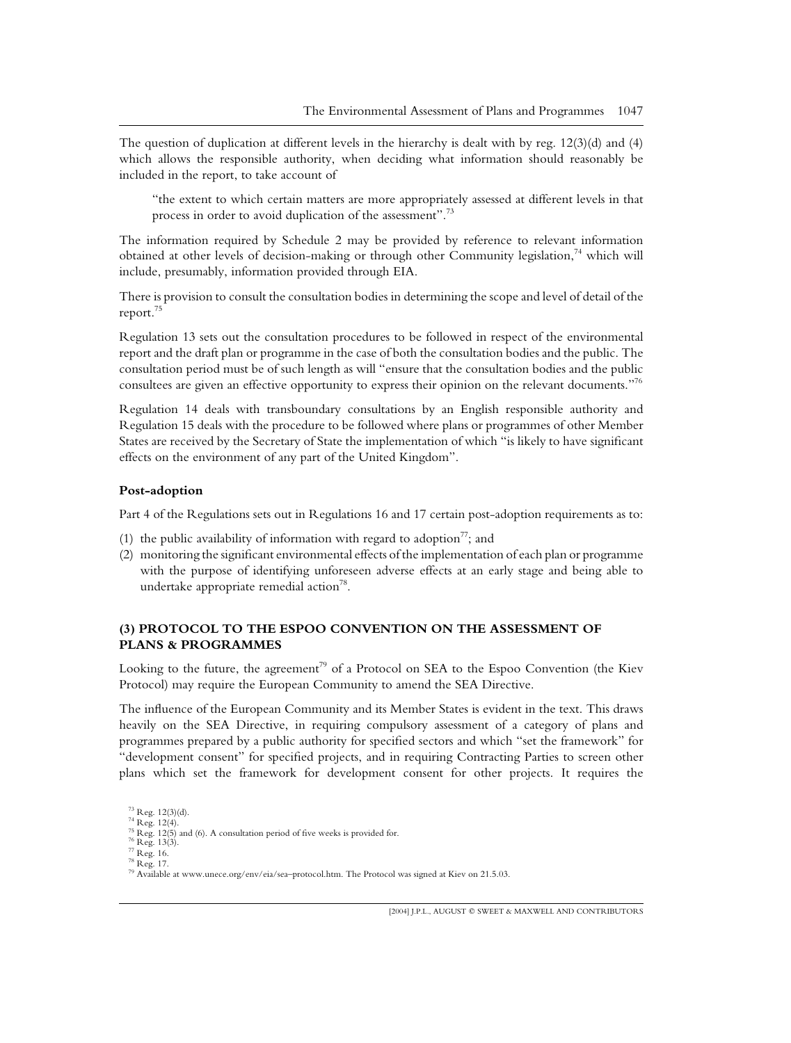The question of duplication at different levels in the hierarchy is dealt with by reg. 12(3)(d) and (4) which allows the responsible authority, when deciding what information should reasonably be included in the report, to take account of

> "the extent to which certain matters are more appropriately assessed at different levels in that process in order to avoid duplication of the assessment".[73]

The information required by Schedule 2 may be provided by reference to relevant information obtained at other levels of decision-making or through other Community legislation,[74] which will include, presumably, information provided through EIA.

There is provision to consult the consultation bodies in determining the scope and level of detail of the report.[75]

Regulation 13 sets out the consultation procedures to be followed in respect of the environmental report and the draft plan or programme in the case of both the consultation bodies and the public. The consultation period must be of such length as will "ensure that the consultation bodies and the public consultees are given an effective opportunity to express their opinion on the relevant documents."[76]

Regulation 14 deals with transboundary consultations by an English responsible authority and Regulation 15 deals with the procedure to be followed where plans or programmes of other Member States are received by the Secretary of State the implementation of which "is likely to have significant effects on the environment of any part of the United Kingdom".

**Post-adoption**

Part 4 of the Regulations sets out in Regulations 16 and 17 certain post-adoption requirements as to:

(1) the public availability of information with regard to adoption[77]; and
(2) monitoring the significant environmental effects of the implementation of each plan or programme with the purpose of identifying unforeseen adverse effects at an early stage and being able to undertake appropriate remedial action[78].

### (3) PROTOCOL TO THE ESPOO CONVENTION ON THE ASSESSMENT OF PLANS & PROGRAMMES

Looking to the future, the agreement[79] of a Protocol on SEA to the Espoo Convention (the Kiev Protocol) may require the European Community to amend the SEA Directive.

The influence of the European Community and its Member States is evident in the text. This draws heavily on the SEA Directive, in requiring compulsory assessment of a category of plans and programmes prepared by a public authority for specified sectors and which "set the framework" for "development consent" for specified projects, and in requiring Contracting Parties to screen other plans which set the framework for development consent for other projects. It requires the

[73] Reg. 12(3)(d).
[74] Reg. 12(4).
[75] Reg. 12(5) and (6). A consultation period of five weeks is provided for.
[76] Reg. 13(3).
[77] Reg. 16.
[78] Reg. 17.
[79] Available at www.unece.org/env/eia/sea–protocol.htm. The Protocol was signed at Kiev on 21.5.03.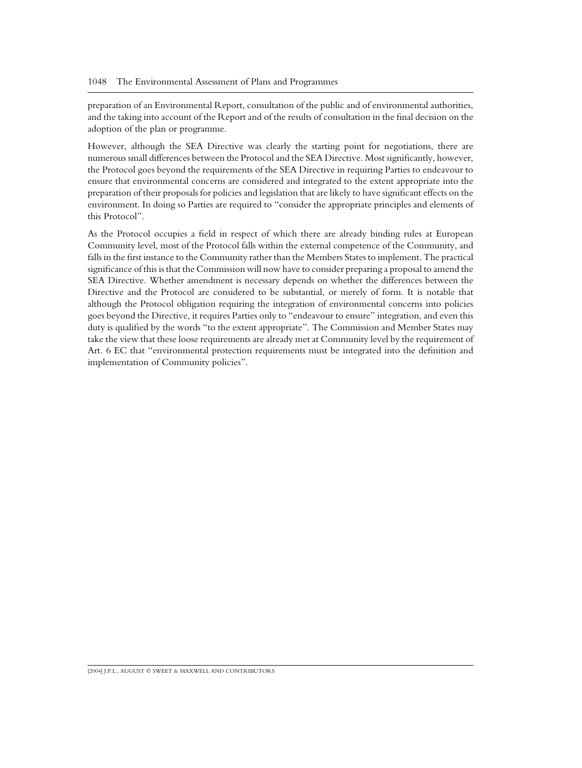preparation of an Environmental Report, consultation of the public and of environmental authorities, and the taking into account of the Report and of the results of consultation in the final decision on the adoption of the plan or programme.

However, although the SEA Directive was clearly the starting point for negotiations, there are numerous small differences between the Protocol and the SEA Directive. Most significantly, however, the Protocol goes beyond the requirements of the SEA Directive in requiring Parties to endeavour to ensure that environmental concerns are considered and integrated to the extent appropriate into the preparation of their proposals for policies and legislation that are likely to have significant effects on the environment. In doing so Parties are required to "consider the appropriate principles and elements of this Protocol".

As the Protocol occupies a field in respect of which there are already binding rules at European Community level, most of the Protocol falls within the external competence of the Community, and falls in the first instance to the Community rather than the Members States to implement. The practical significance of this is that the Commission will now have to consider preparing a proposal to amend the SEA Directive. Whether amendment is necessary depends on whether the differences between the Directive and the Protocol are considered to be substantial, or merely of form. It is notable that although the Protocol obligation requiring the integration of environmental concerns into policies goes beyond the Directive, it requires Parties only to "endeavour to ensure" integration, and even this duty is qualified by the words "to the extent appropriate". The Commission and Member States may take the view that these loose requirements are already met at Community level by the requirement of Art. 6 EC that "environmental protection requirements must be integrated into the definition and implementation of Community policies".